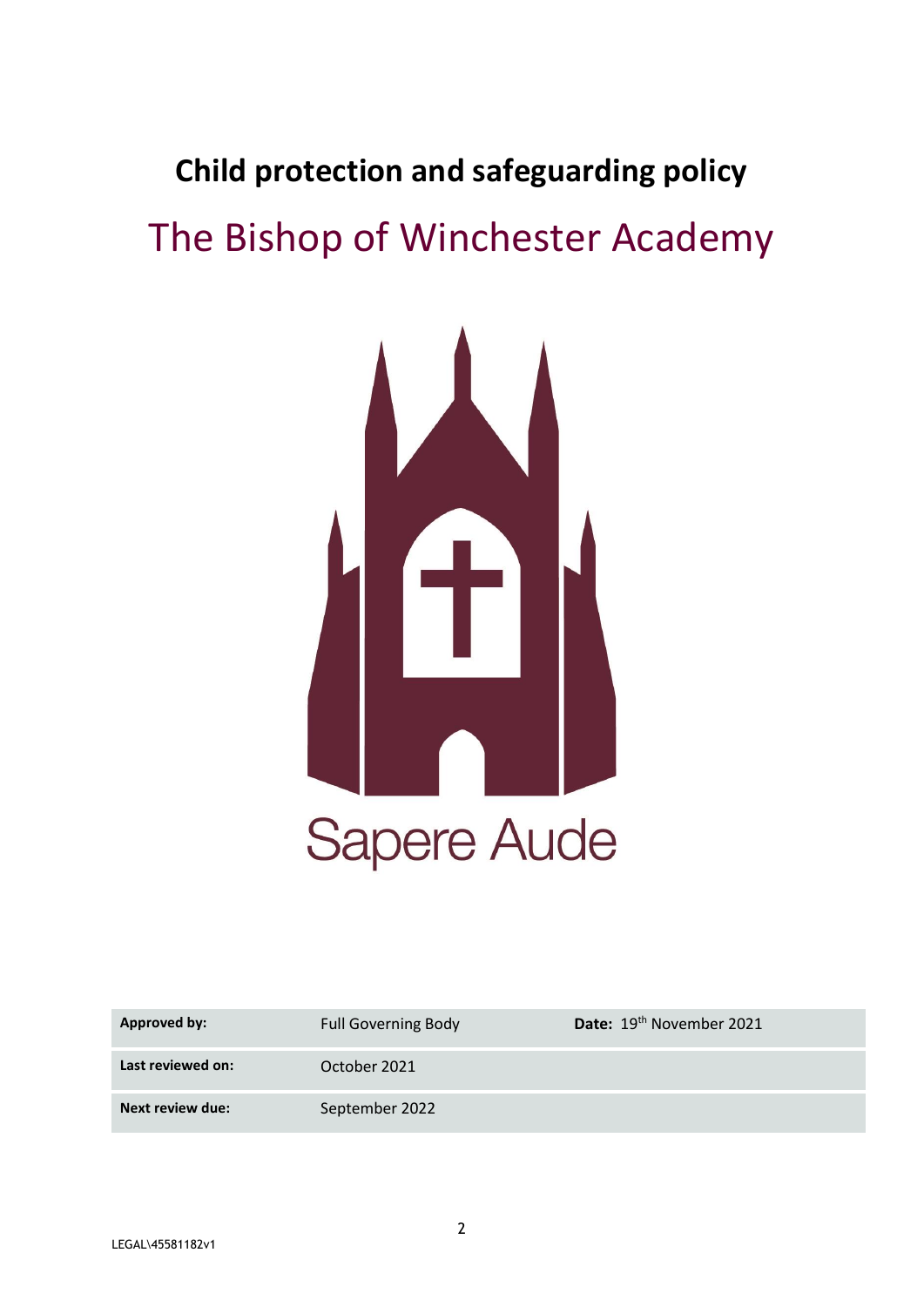# Child protection and safeguarding policy

## The Bishop of Winchester Academy

Sapere Aude

| | | |
|---|---|---|
| **Approved by:** | Full Governing Body | **Date:** 19th November 2021 |
| **Last reviewed on:** | October 2021 | |
| **Next review due:** | September 2022 | |

LEGAL\45581182v1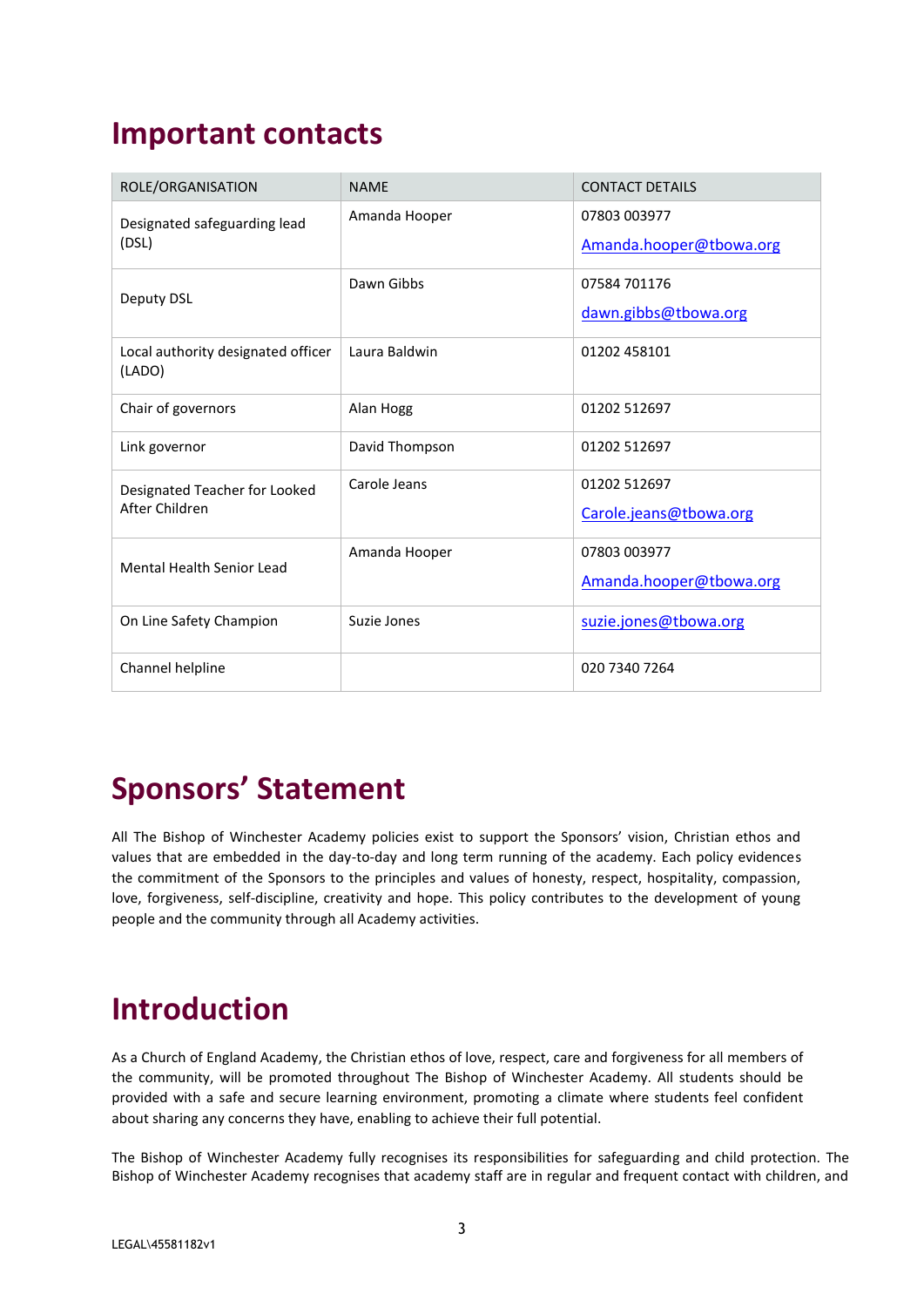# Important contacts

| ROLE/ORGANISATION | NAME | CONTACT DETAILS |
|---|---|---|
| Designated safeguarding lead (DSL) | Amanda Hooper | 07803 003977<br>Amanda.hooper@tbowa.org |
| Deputy DSL | Dawn Gibbs | 07584 701176<br>dawn.gibbs@tbowa.org |
| Local authority designated officer (LADO) | Laura Baldwin | 01202 458101 |
| Chair of governors | Alan Hogg | 01202 512697 |
| Link governor | David Thompson | 01202 512697 |
| Designated Teacher for Looked After Children | Carole Jeans | 01202 512697<br>Carole.jeans@tbowa.org |
| Mental Health Senior Lead | Amanda Hooper | 07803 003977<br>Amanda.hooper@tbowa.org |
| On Line Safety Champion | Suzie Jones | suzie.jones@tbowa.org |
| Channel helpline | | 020 7340 7264 |

# Sponsors' Statement

All The Bishop of Winchester Academy policies exist to support the Sponsors' vision, Christian ethos and values that are embedded in the day-to-day and long term running of the academy. Each policy evidences the commitment of the Sponsors to the principles and values of honesty, respect, hospitality, compassion, love, forgiveness, self-discipline, creativity and hope. This policy contributes to the development of young people and the community through all Academy activities.

# Introduction

As a Church of England Academy, the Christian ethos of love, respect, care and forgiveness for all members of the community, will be promoted throughout The Bishop of Winchester Academy. All students should be provided with a safe and secure learning environment, promoting a climate where students feel confident about sharing any concerns they have, enabling to achieve their full potential.

The Bishop of Winchester Academy fully recognises its responsibilities for safeguarding and child protection. The Bishop of Winchester Academy recognises that academy staff are in regular and frequent contact with children, and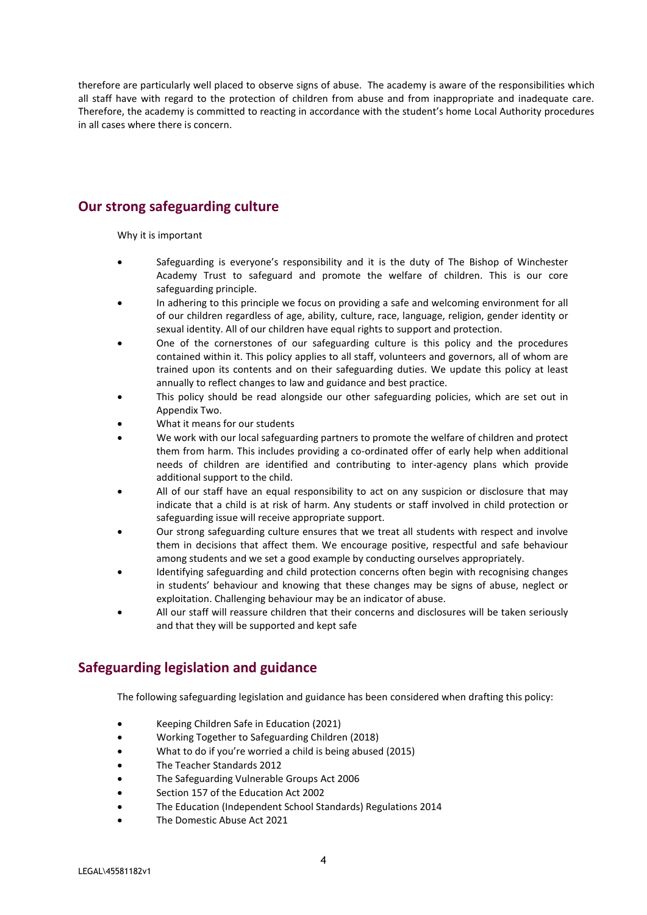therefore are particularly well placed to observe signs of abuse. The academy is aware of the responsibilities which all staff have with regard to the protection of children from abuse and from inappropriate and inadequate care. Therefore, the academy is committed to reacting in accordance with the student's home Local Authority procedures in all cases where there is concern.

## Our strong safeguarding culture

Why it is important

- Safeguarding is everyone's responsibility and it is the duty of The Bishop of Winchester Academy Trust to safeguard and promote the welfare of children. This is our core safeguarding principle.
- In adhering to this principle we focus on providing a safe and welcoming environment for all of our children regardless of age, ability, culture, race, language, religion, gender identity or sexual identity. All of our children have equal rights to support and protection.
- One of the cornerstones of our safeguarding culture is this policy and the procedures contained within it. This policy applies to all staff, volunteers and governors, all of whom are trained upon its contents and on their safeguarding duties. We update this policy at least annually to reflect changes to law and guidance and best practice.
- This policy should be read alongside our other safeguarding policies, which are set out in Appendix Two.
- What it means for our students
- We work with our local safeguarding partners to promote the welfare of children and protect them from harm. This includes providing a co-ordinated offer of early help when additional needs of children are identified and contributing to inter-agency plans which provide additional support to the child.
- All of our staff have an equal responsibility to act on any suspicion or disclosure that may indicate that a child is at risk of harm. Any students or staff involved in child protection or safeguarding issue will receive appropriate support.
- Our strong safeguarding culture ensures that we treat all students with respect and involve them in decisions that affect them. We encourage positive, respectful and safe behaviour among students and we set a good example by conducting ourselves appropriately.
- Identifying safeguarding and child protection concerns often begin with recognising changes in students' behaviour and knowing that these changes may be signs of abuse, neglect or exploitation. Challenging behaviour may be an indicator of abuse.
- All our staff will reassure children that their concerns and disclosures will be taken seriously and that they will be supported and kept safe

## Safeguarding legislation and guidance

The following safeguarding legislation and guidance has been considered when drafting this policy:

- Keeping Children Safe in Education (2021)
- Working Together to Safeguarding Children (2018)
- What to do if you're worried a child is being abused (2015)
- The Teacher Standards 2012
- The Safeguarding Vulnerable Groups Act 2006
- Section 157 of the Education Act 2002
- The Education (Independent School Standards) Regulations 2014
- The Domestic Abuse Act 2021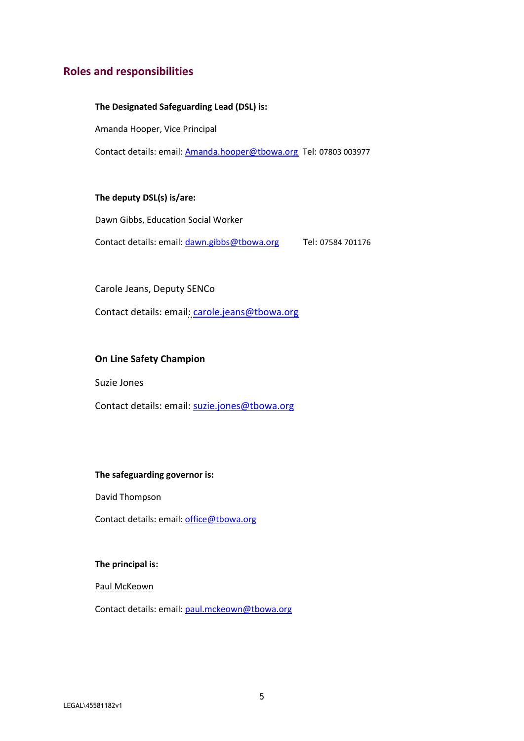## Roles and responsibilities

**The Designated Safeguarding Lead (DSL) is:**

Amanda Hooper, Vice Principal

Contact details: email: Amanda.hooper@tbowa.org Tel: 07803 003977

**The deputy DSL(s) is/are:**

Dawn Gibbs, Education Social Worker

Contact details: email: dawn.gibbs@tbowa.org Tel: 07584 701176

Carole Jeans, Deputy SENCo

Contact details: email: carole.jeans@tbowa.org

**On Line Safety Champion**

Suzie Jones

Contact details: email: suzie.jones@tbowa.org

**The safeguarding governor is:**

David Thompson

Contact details: email: office@tbowa.org

**The principal is:**

Paul McKeown

Contact details: email: paul.mckeown@tbowa.org

LEGAL\45581182v1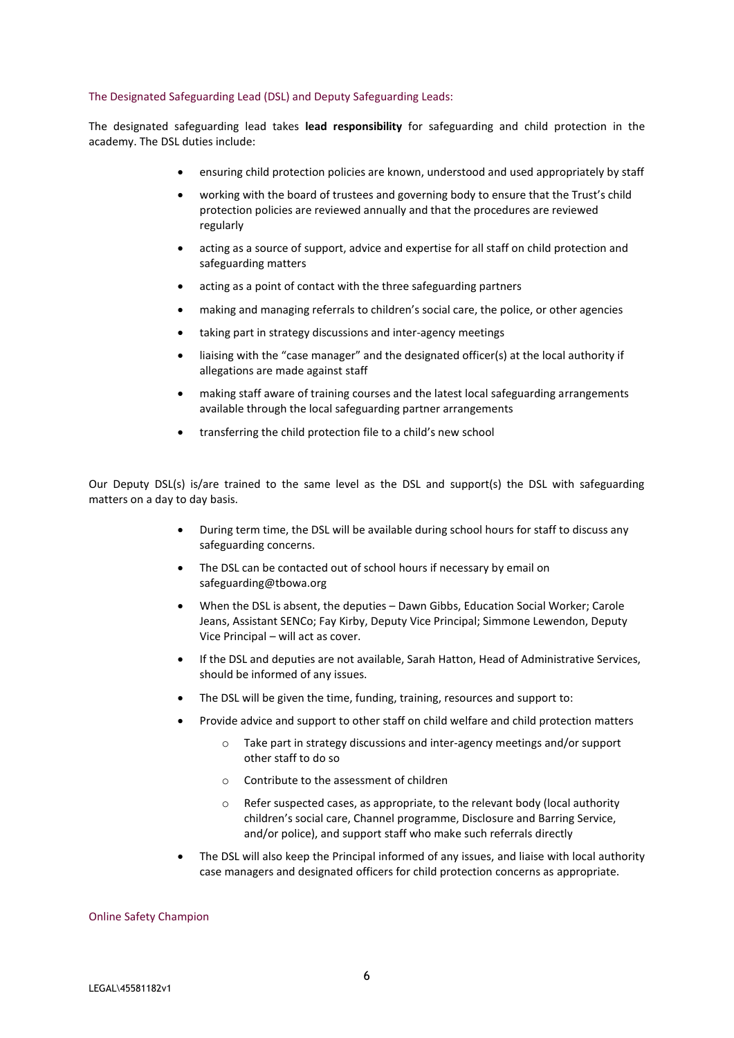### The Designated Safeguarding Lead (DSL) and Deputy Safeguarding Leads:

The designated safeguarding lead takes **lead responsibility** for safeguarding and child protection in the academy. The DSL duties include:

- ensuring child protection policies are known, understood and used appropriately by staff
- working with the board of trustees and governing body to ensure that the Trust's child protection policies are reviewed annually and that the procedures are reviewed regularly
- acting as a source of support, advice and expertise for all staff on child protection and safeguarding matters
- acting as a point of contact with the three safeguarding partners
- making and managing referrals to children's social care, the police, or other agencies
- taking part in strategy discussions and inter-agency meetings
- liaising with the "case manager" and the designated officer(s) at the local authority if allegations are made against staff
- making staff aware of training courses and the latest local safeguarding arrangements available through the local safeguarding partner arrangements
- transferring the child protection file to a child's new school

Our Deputy DSL(s) is/are trained to the same level as the DSL and support(s) the DSL with safeguarding matters on a day to day basis.

- During term time, the DSL will be available during school hours for staff to discuss any safeguarding concerns.
- The DSL can be contacted out of school hours if necessary by email on safeguarding@tbowa.org
- When the DSL is absent, the deputies – Dawn Gibbs, Education Social Worker; Carole Jeans, Assistant SENCo; Fay Kirby, Deputy Vice Principal; Simmone Lewendon, Deputy Vice Principal – will act as cover.
- If the DSL and deputies are not available, Sarah Hatton, Head of Administrative Services, should be informed of any issues.
- The DSL will be given the time, funding, training, resources and support to:
- Provide advice and support to other staff on child welfare and child protection matters
  - Take part in strategy discussions and inter-agency meetings and/or support other staff to do so
  - Contribute to the assessment of children
  - Refer suspected cases, as appropriate, to the relevant body (local authority children's social care, Channel programme, Disclosure and Barring Service, and/or police), and support staff who make such referrals directly
- The DSL will also keep the Principal informed of any issues, and liaise with local authority case managers and designated officers for child protection concerns as appropriate.

### Online Safety Champion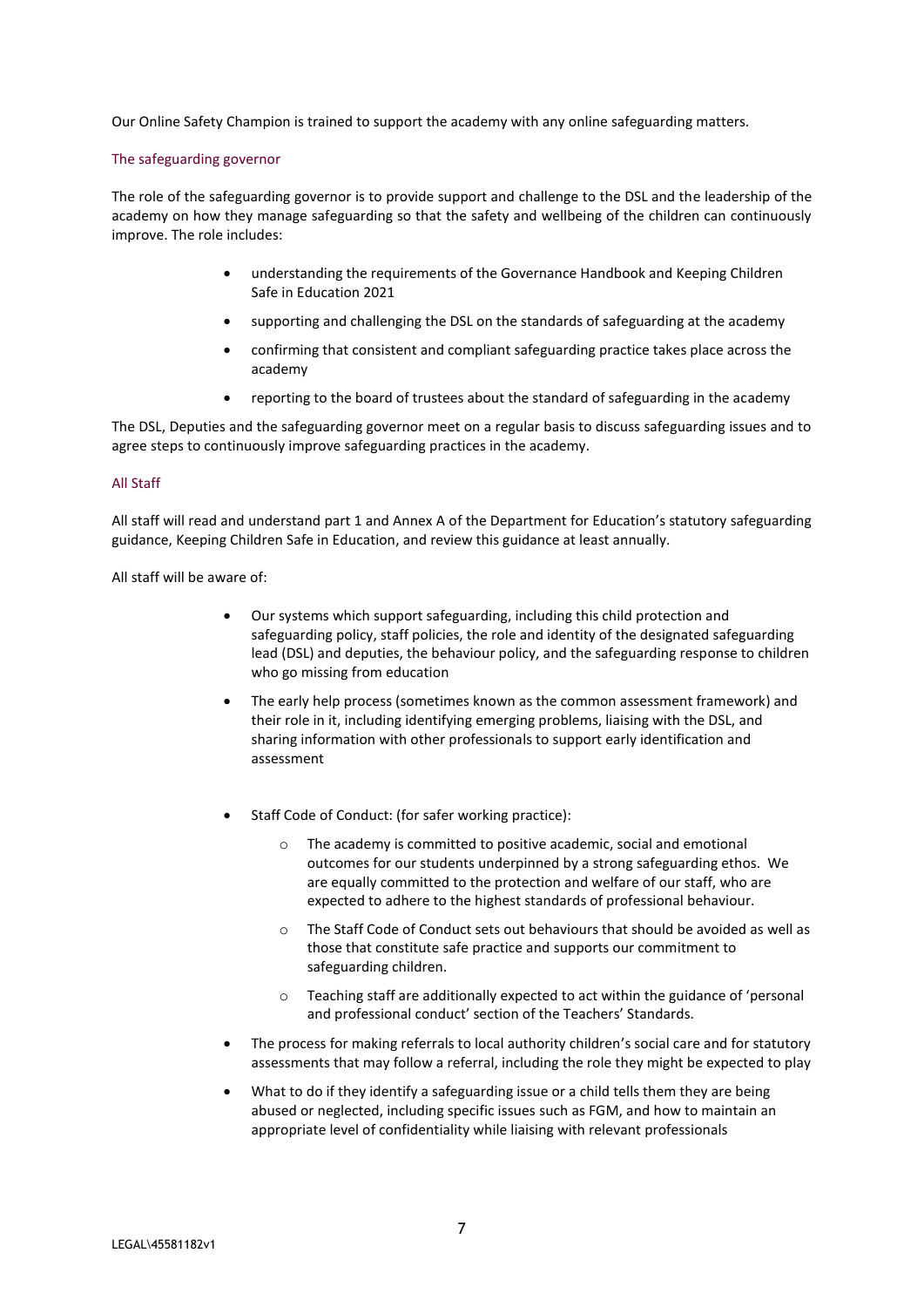Our Online Safety Champion is trained to support the academy with any online safeguarding matters.

### The safeguarding governor

The role of the safeguarding governor is to provide support and challenge to the DSL and the leadership of the academy on how they manage safeguarding so that the safety and wellbeing of the children can continuously improve. The role includes:

- understanding the requirements of the Governance Handbook and Keeping Children Safe in Education 2021
- supporting and challenging the DSL on the standards of safeguarding at the academy
- confirming that consistent and compliant safeguarding practice takes place across the academy
- reporting to the board of trustees about the standard of safeguarding in the academy

The DSL, Deputies and the safeguarding governor meet on a regular basis to discuss safeguarding issues and to agree steps to continuously improve safeguarding practices in the academy.

### All Staff

All staff will read and understand part 1 and Annex A of the Department for Education's statutory safeguarding guidance, Keeping Children Safe in Education, and review this guidance at least annually.

All staff will be aware of:

- Our systems which support safeguarding, including this child protection and safeguarding policy, staff policies, the role and identity of the designated safeguarding lead (DSL) and deputies, the behaviour policy, and the safeguarding response to children who go missing from education
- The early help process (sometimes known as the common assessment framework) and their role in it, including identifying emerging problems, liaising with the DSL, and sharing information with other professionals to support early identification and assessment
- Staff Code of Conduct: (for safer working practice):
    - The academy is committed to positive academic, social and emotional outcomes for our students underpinned by a strong safeguarding ethos. We are equally committed to the protection and welfare of our staff, who are expected to adhere to the highest standards of professional behaviour.
    - The Staff Code of Conduct sets out behaviours that should be avoided as well as those that constitute safe practice and supports our commitment to safeguarding children.
    - Teaching staff are additionally expected to act within the guidance of 'personal and professional conduct' section of the Teachers' Standards.
- The process for making referrals to local authority children's social care and for statutory assessments that may follow a referral, including the role they might be expected to play
- What to do if they identify a safeguarding issue or a child tells them they are being abused or neglected, including specific issues such as FGM, and how to maintain an appropriate level of confidentiality while liaising with relevant professionals

LEGAL\45581182v1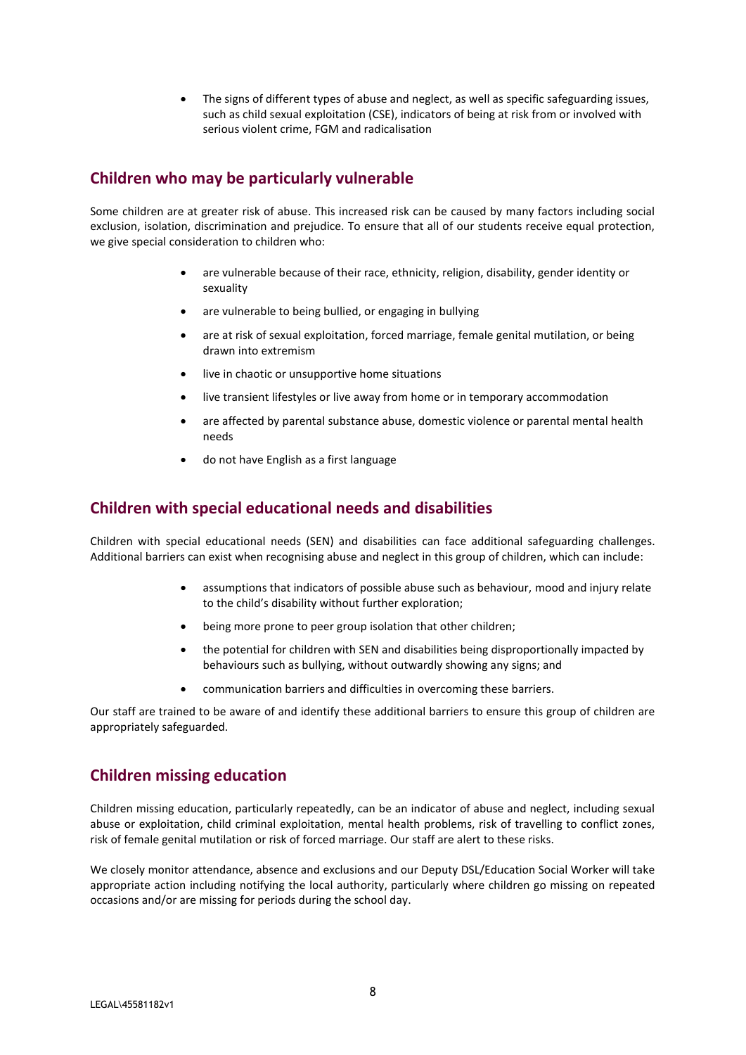- The signs of different types of abuse and neglect, as well as specific safeguarding issues, such as child sexual exploitation (CSE), indicators of being at risk from or involved with serious violent crime, FGM and radicalisation

## Children who may be particularly vulnerable

Some children are at greater risk of abuse. This increased risk can be caused by many factors including social exclusion, isolation, discrimination and prejudice. To ensure that all of our students receive equal protection, we give special consideration to children who:

- are vulnerable because of their race, ethnicity, religion, disability, gender identity or sexuality
- are vulnerable to being bullied, or engaging in bullying
- are at risk of sexual exploitation, forced marriage, female genital mutilation, or being drawn into extremism
- live in chaotic or unsupportive home situations
- live transient lifestyles or live away from home or in temporary accommodation
- are affected by parental substance abuse, domestic violence or parental mental health needs
- do not have English as a first language

## Children with special educational needs and disabilities

Children with special educational needs (SEN) and disabilities can face additional safeguarding challenges. Additional barriers can exist when recognising abuse and neglect in this group of children, which can include:

- assumptions that indicators of possible abuse such as behaviour, mood and injury relate to the child's disability without further exploration;
- being more prone to peer group isolation that other children;
- the potential for children with SEN and disabilities being disproportionally impacted by behaviours such as bullying, without outwardly showing any signs; and
- communication barriers and difficulties in overcoming these barriers.

Our staff are trained to be aware of and identify these additional barriers to ensure this group of children are appropriately safeguarded.

## Children missing education

Children missing education, particularly repeatedly, can be an indicator of abuse and neglect, including sexual abuse or exploitation, child criminal exploitation, mental health problems, risk of travelling to conflict zones, risk of female genital mutilation or risk of forced marriage. Our staff are alert to these risks.

We closely monitor attendance, absence and exclusions and our Deputy DSL/Education Social Worker will take appropriate action including notifying the local authority, particularly where children go missing on repeated occasions and/or are missing for periods during the school day.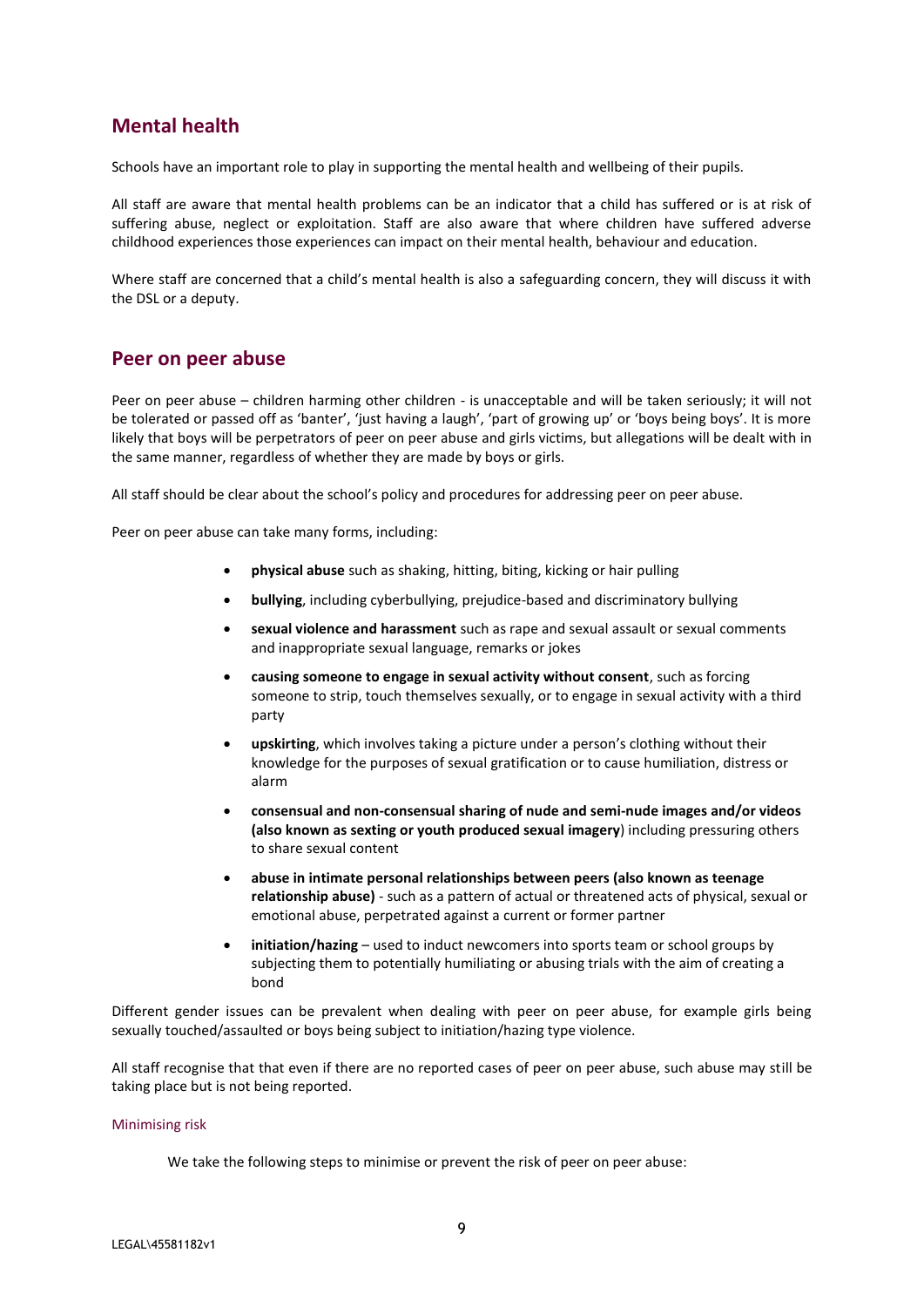## Mental health

Schools have an important role to play in supporting the mental health and wellbeing of their pupils.

All staff are aware that mental health problems can be an indicator that a child has suffered or is at risk of suffering abuse, neglect or exploitation. Staff are also aware that where children have suffered adverse childhood experiences those experiences can impact on their mental health, behaviour and education.

Where staff are concerned that a child's mental health is also a safeguarding concern, they will discuss it with the DSL or a deputy.

## Peer on peer abuse

Peer on peer abuse – children harming other children - is unacceptable and will be taken seriously; it will not be tolerated or passed off as 'banter', 'just having a laugh', 'part of growing up' or 'boys being boys'. It is more likely that boys will be perpetrators of peer on peer abuse and girls victims, but allegations will be dealt with in the same manner, regardless of whether they are made by boys or girls.

All staff should be clear about the school's policy and procedures for addressing peer on peer abuse.

Peer on peer abuse can take many forms, including:

- **physical abuse** such as shaking, hitting, biting, kicking or hair pulling
- **bullying**, including cyberbullying, prejudice-based and discriminatory bullying
- **sexual violence and harassment** such as rape and sexual assault or sexual comments and inappropriate sexual language, remarks or jokes
- **causing someone to engage in sexual activity without consent**, such as forcing someone to strip, touch themselves sexually, or to engage in sexual activity with a third party
- **upskirting**, which involves taking a picture under a person's clothing without their knowledge for the purposes of sexual gratification or to cause humiliation, distress or alarm
- **consensual and non-consensual sharing of nude and semi-nude images and/or videos (also known as sexting or youth produced sexual imagery**) including pressuring others to share sexual content
- **abuse in intimate personal relationships between peers (also known as teenage relationship abuse)** - such as a pattern of actual or threatened acts of physical, sexual or emotional abuse, perpetrated against a current or former partner
- **initiation/hazing** – used to induct newcomers into sports team or school groups by subjecting them to potentially humiliating or abusing trials with the aim of creating a bond

Different gender issues can be prevalent when dealing with peer on peer abuse, for example girls being sexually touched/assaulted or boys being subject to initiation/hazing type violence.

All staff recognise that that even if there are no reported cases of peer on peer abuse, such abuse may still be taking place but is not being reported.

### Minimising risk

We take the following steps to minimise or prevent the risk of peer on peer abuse: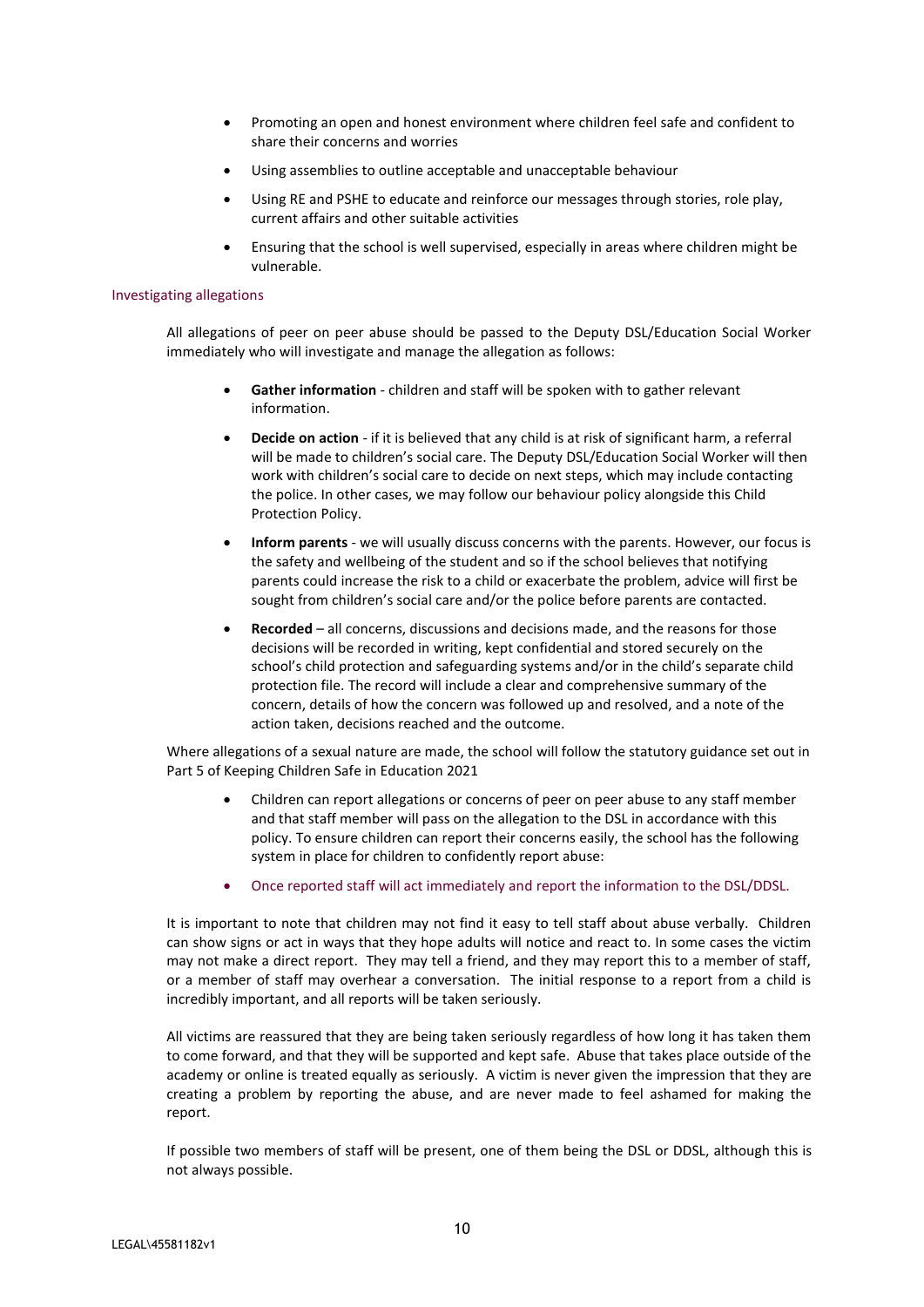- Promoting an open and honest environment where children feel safe and confident to share their concerns and worries
- Using assemblies to outline acceptable and unacceptable behaviour
- Using RE and PSHE to educate and reinforce our messages through stories, role play, current affairs and other suitable activities
- Ensuring that the school is well supervised, especially in areas where children might be vulnerable.

### Investigating allegations

All allegations of peer on peer abuse should be passed to the Deputy DSL/Education Social Worker immediately who will investigate and manage the allegation as follows:

- **Gather information** - children and staff will be spoken with to gather relevant information.
- **Decide on action** - if it is believed that any child is at risk of significant harm, a referral will be made to children's social care. The Deputy DSL/Education Social Worker will then work with children's social care to decide on next steps, which may include contacting the police. In other cases, we may follow our behaviour policy alongside this Child Protection Policy.
- **Inform parents** - we will usually discuss concerns with the parents. However, our focus is the safety and wellbeing of the student and so if the school believes that notifying parents could increase the risk to a child or exacerbate the problem, advice will first be sought from children's social care and/or the police before parents are contacted.
- **Recorded** – all concerns, discussions and decisions made, and the reasons for those decisions will be recorded in writing, kept confidential and stored securely on the school's child protection and safeguarding systems and/or in the child's separate child protection file. The record will include a clear and comprehensive summary of the concern, details of how the concern was followed up and resolved, and a note of the action taken, decisions reached and the outcome.

Where allegations of a sexual nature are made, the school will follow the statutory guidance set out in Part 5 of Keeping Children Safe in Education 2021

- Children can report allegations or concerns of peer on peer abuse to any staff member and that staff member will pass on the allegation to the DSL in accordance with this policy. To ensure children can report their concerns easily, the school has the following system in place for children to confidently report abuse:
- Once reported staff will act immediately and report the information to the DSL/DDSL.

It is important to note that children may not find it easy to tell staff about abuse verbally. Children can show signs or act in ways that they hope adults will notice and react to. In some cases the victim may not make a direct report. They may tell a friend, and they may report this to a member of staff, or a member of staff may overhear a conversation. The initial response to a report from a child is incredibly important, and all reports will be taken seriously.

All victims are reassured that they are being taken seriously regardless of how long it has taken them to come forward, and that they will be supported and kept safe. Abuse that takes place outside of the academy or online is treated equally as seriously. A victim is never given the impression that they are creating a problem by reporting the abuse, and are never made to feel ashamed for making the report.

If possible two members of staff will be present, one of them being the DSL or DDSL, although this is not always possible.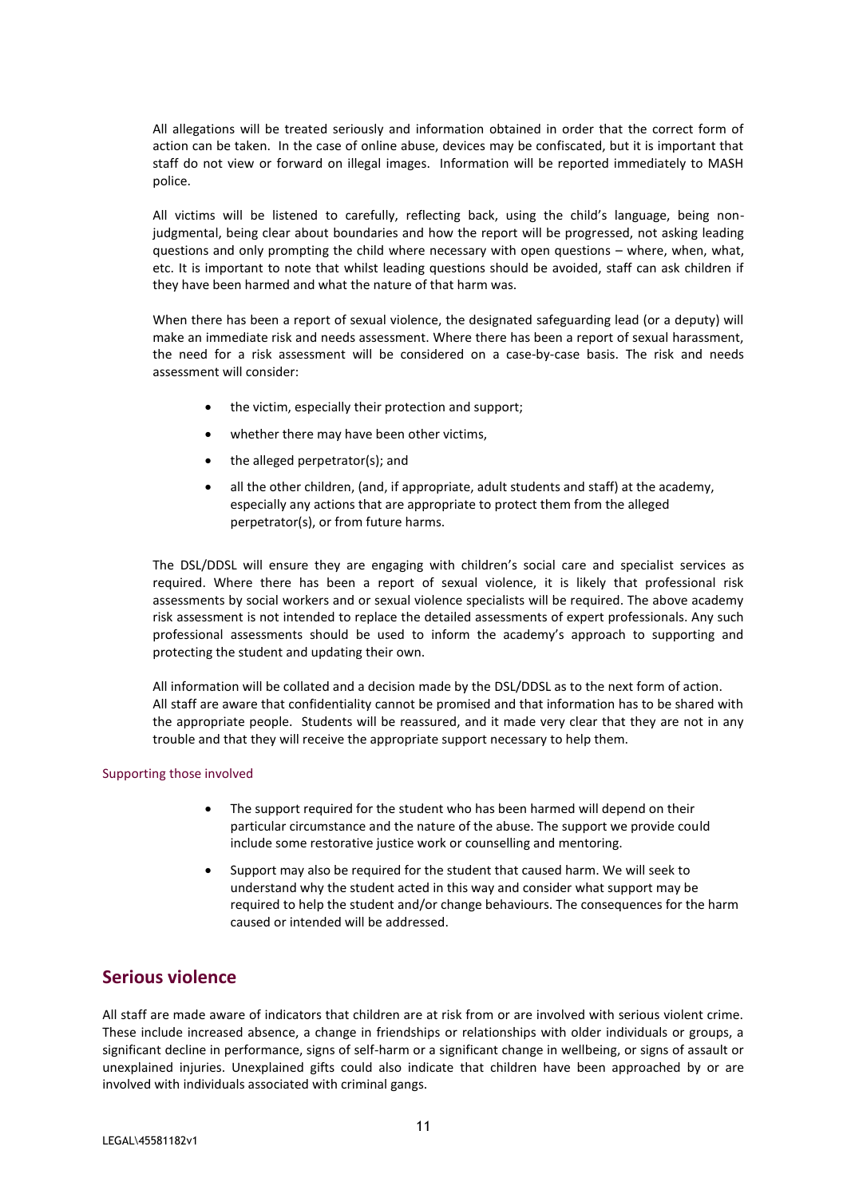All allegations will be treated seriously and information obtained in order that the correct form of action can be taken. In the case of online abuse, devices may be confiscated, but it is important that staff do not view or forward on illegal images. Information will be reported immediately to MASH police.

All victims will be listened to carefully, reflecting back, using the child's language, being non-judgmental, being clear about boundaries and how the report will be progressed, not asking leading questions and only prompting the child where necessary with open questions – where, when, what, etc. It is important to note that whilst leading questions should be avoided, staff can ask children if they have been harmed and what the nature of that harm was.

When there has been a report of sexual violence, the designated safeguarding lead (or a deputy) will make an immediate risk and needs assessment. Where there has been a report of sexual harassment, the need for a risk assessment will be considered on a case-by-case basis. The risk and needs assessment will consider:

- the victim, especially their protection and support;
- whether there may have been other victims,
- the alleged perpetrator(s); and
- all the other children, (and, if appropriate, adult students and staff) at the academy, especially any actions that are appropriate to protect them from the alleged perpetrator(s), or from future harms.

The DSL/DDSL will ensure they are engaging with children's social care and specialist services as required. Where there has been a report of sexual violence, it is likely that professional risk assessments by social workers and or sexual violence specialists will be required. The above academy risk assessment is not intended to replace the detailed assessments of expert professionals. Any such professional assessments should be used to inform the academy's approach to supporting and protecting the student and updating their own.

All information will be collated and a decision made by the DSL/DDSL as to the next form of action. All staff are aware that confidentiality cannot be promised and that information has to be shared with the appropriate people. Students will be reassured, and it made very clear that they are not in any trouble and that they will receive the appropriate support necessary to help them.

### Supporting those involved

- The support required for the student who has been harmed will depend on their particular circumstance and the nature of the abuse. The support we provide could include some restorative justice work or counselling and mentoring.
- Support may also be required for the student that caused harm. We will seek to understand why the student acted in this way and consider what support may be required to help the student and/or change behaviours. The consequences for the harm caused or intended will be addressed.

## Serious violence

All staff are made aware of indicators that children are at risk from or are involved with serious violent crime. These include increased absence, a change in friendships or relationships with older individuals or groups, a significant decline in performance, signs of self-harm or a significant change in wellbeing, or signs of assault or unexplained injuries. Unexplained gifts could also indicate that children have been approached by or are involved with individuals associated with criminal gangs.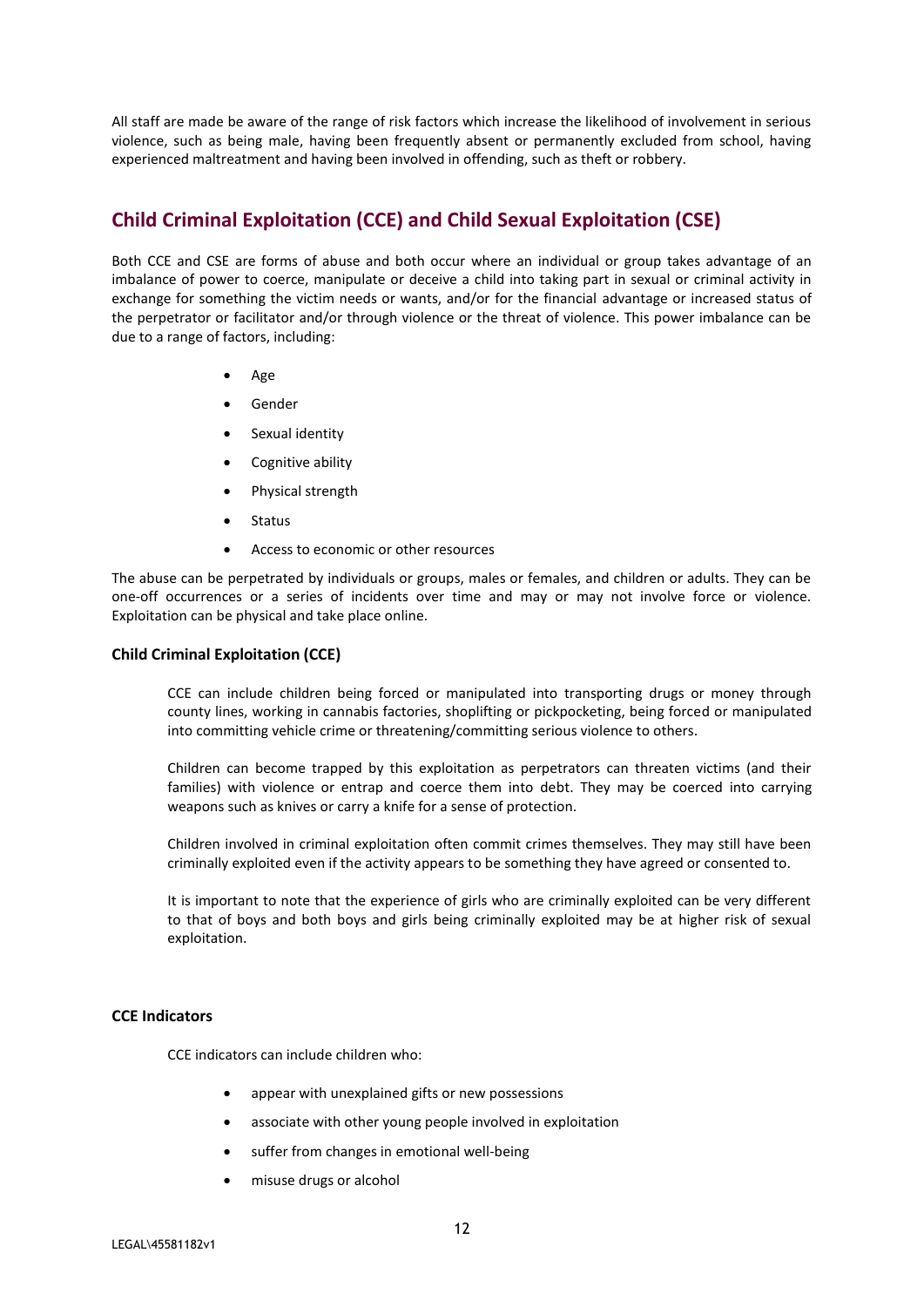All staff are made be aware of the range of risk factors which increase the likelihood of involvement in serious violence, such as being male, having been frequently absent or permanently excluded from school, having experienced maltreatment and having been involved in offending, such as theft or robbery.

## Child Criminal Exploitation (CCE) and Child Sexual Exploitation (CSE)

Both CCE and CSE are forms of abuse and both occur where an individual or group takes advantage of an imbalance of power to coerce, manipulate or deceive a child into taking part in sexual or criminal activity in exchange for something the victim needs or wants, and/or for the financial advantage or increased status of the perpetrator or facilitator and/or through violence or the threat of violence. This power imbalance can be due to a range of factors, including:

- Age
- Gender
- Sexual identity
- Cognitive ability
- Physical strength
- Status
- Access to economic or other resources

The abuse can be perpetrated by individuals or groups, males or females, and children or adults. They can be one-off occurrences or a series of incidents over time and may or may not involve force or violence. Exploitation can be physical and take place online.

### Child Criminal Exploitation (CCE)

CCE can include children being forced or manipulated into transporting drugs or money through county lines, working in cannabis factories, shoplifting or pickpocketing, being forced or manipulated into committing vehicle crime or threatening/committing serious violence to others.

Children can become trapped by this exploitation as perpetrators can threaten victims (and their families) with violence or entrap and coerce them into debt. They may be coerced into carrying weapons such as knives or carry a knife for a sense of protection.

Children involved in criminal exploitation often commit crimes themselves. They may still have been criminally exploited even if the activity appears to be something they have agreed or consented to.

It is important to note that the experience of girls who are criminally exploited can be very different to that of boys and both boys and girls being criminally exploited may be at higher risk of sexual exploitation.

### CCE Indicators

CCE indicators can include children who:

- appear with unexplained gifts or new possessions
- associate with other young people involved in exploitation
- suffer from changes in emotional well-being
- misuse drugs or alcohol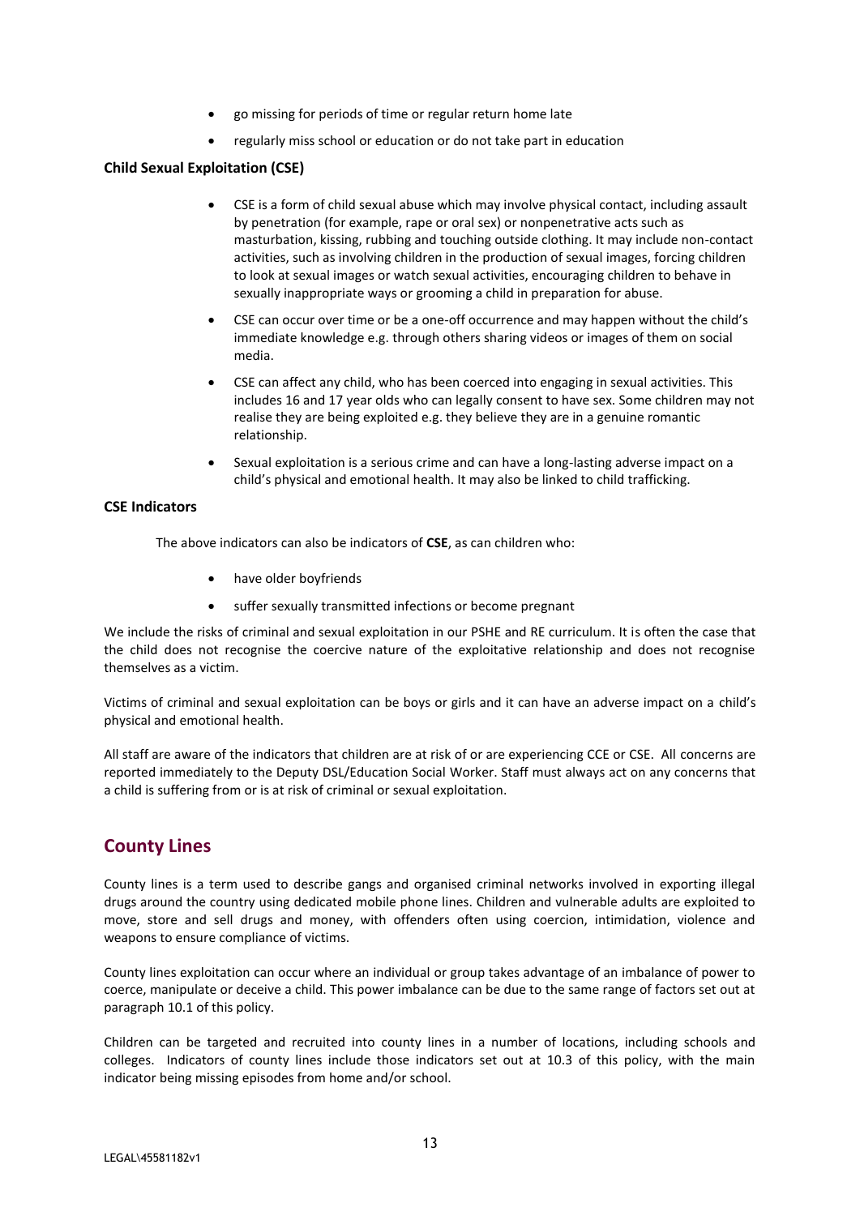- go missing for periods of time or regular return home late
- regularly miss school or education or do not take part in education

**Child Sexual Exploitation (CSE)**

- CSE is a form of child sexual abuse which may involve physical contact, including assault by penetration (for example, rape or oral sex) or nonpenetrative acts such as masturbation, kissing, rubbing and touching outside clothing. It may include non-contact activities, such as involving children in the production of sexual images, forcing children to look at sexual images or watch sexual activities, encouraging children to behave in sexually inappropriate ways or grooming a child in preparation for abuse.
- CSE can occur over time or be a one-off occurrence and may happen without the child's immediate knowledge e.g. through others sharing videos or images of them on social media.
- CSE can affect any child, who has been coerced into engaging in sexual activities. This includes 16 and 17 year olds who can legally consent to have sex. Some children may not realise they are being exploited e.g. they believe they are in a genuine romantic relationship.
- Sexual exploitation is a serious crime and can have a long-lasting adverse impact on a child's physical and emotional health. It may also be linked to child trafficking.

**CSE Indicators**

The above indicators can also be indicators of **CSE**, as can children who:

- have older boyfriends
- suffer sexually transmitted infections or become pregnant

We include the risks of criminal and sexual exploitation in our PSHE and RE curriculum. It is often the case that the child does not recognise the coercive nature of the exploitative relationship and does not recognise themselves as a victim.

Victims of criminal and sexual exploitation can be boys or girls and it can have an adverse impact on a child's physical and emotional health.

All staff are aware of the indicators that children are at risk of or are experiencing CCE or CSE. All concerns are reported immediately to the Deputy DSL/Education Social Worker. Staff must always act on any concerns that a child is suffering from or is at risk of criminal or sexual exploitation.

## County Lines

County lines is a term used to describe gangs and organised criminal networks involved in exporting illegal drugs around the country using dedicated mobile phone lines. Children and vulnerable adults are exploited to move, store and sell drugs and money, with offenders often using coercion, intimidation, violence and weapons to ensure compliance of victims.

County lines exploitation can occur where an individual or group takes advantage of an imbalance of power to coerce, manipulate or deceive a child. This power imbalance can be due to the same range of factors set out at paragraph 10.1 of this policy.

Children can be targeted and recruited into county lines in a number of locations, including schools and colleges. Indicators of county lines include those indicators set out at 10.3 of this policy, with the main indicator being missing episodes from home and/or school.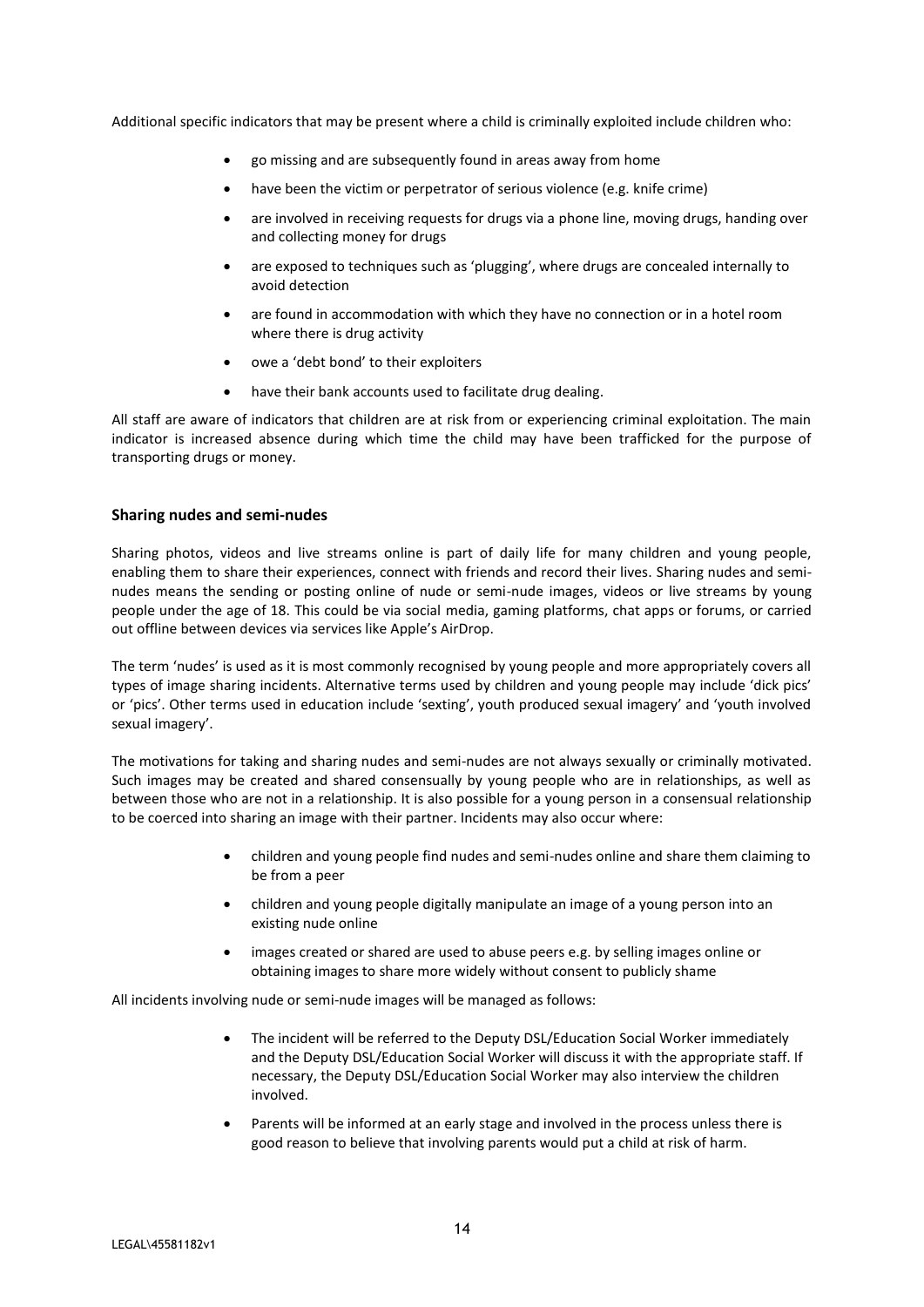Additional specific indicators that may be present where a child is criminally exploited include children who:

- go missing and are subsequently found in areas away from home
- have been the victim or perpetrator of serious violence (e.g. knife crime)
- are involved in receiving requests for drugs via a phone line, moving drugs, handing over and collecting money for drugs
- are exposed to techniques such as 'plugging', where drugs are concealed internally to avoid detection
- are found in accommodation with which they have no connection or in a hotel room where there is drug activity
- owe a 'debt bond' to their exploiters
- have their bank accounts used to facilitate drug dealing.

All staff are aware of indicators that children are at risk from or experiencing criminal exploitation. The main indicator is increased absence during which time the child may have been trafficked for the purpose of transporting drugs or money.

### Sharing nudes and semi-nudes

Sharing photos, videos and live streams online is part of daily life for many children and young people, enabling them to share their experiences, connect with friends and record their lives. Sharing nudes and semi-nudes means the sending or posting online of nude or semi-nude images, videos or live streams by young people under the age of 18. This could be via social media, gaming platforms, chat apps or forums, or carried out offline between devices via services like Apple's AirDrop.

The term 'nudes' is used as it is most commonly recognised by young people and more appropriately covers all types of image sharing incidents. Alternative terms used by children and young people may include 'dick pics' or 'pics'. Other terms used in education include 'sexting', youth produced sexual imagery' and 'youth involved sexual imagery'.

The motivations for taking and sharing nudes and semi-nudes are not always sexually or criminally motivated. Such images may be created and shared consensually by young people who are in relationships, as well as between those who are not in a relationship. It is also possible for a young person in a consensual relationship to be coerced into sharing an image with their partner. Incidents may also occur where:

- children and young people find nudes and semi-nudes online and share them claiming to be from a peer
- children and young people digitally manipulate an image of a young person into an existing nude online
- images created or shared are used to abuse peers e.g. by selling images online or obtaining images to share more widely without consent to publicly shame

All incidents involving nude or semi-nude images will be managed as follows:

- The incident will be referred to the Deputy DSL/Education Social Worker immediately and the Deputy DSL/Education Social Worker will discuss it with the appropriate staff. If necessary, the Deputy DSL/Education Social Worker may also interview the children involved.
- Parents will be informed at an early stage and involved in the process unless there is good reason to believe that involving parents would put a child at risk of harm.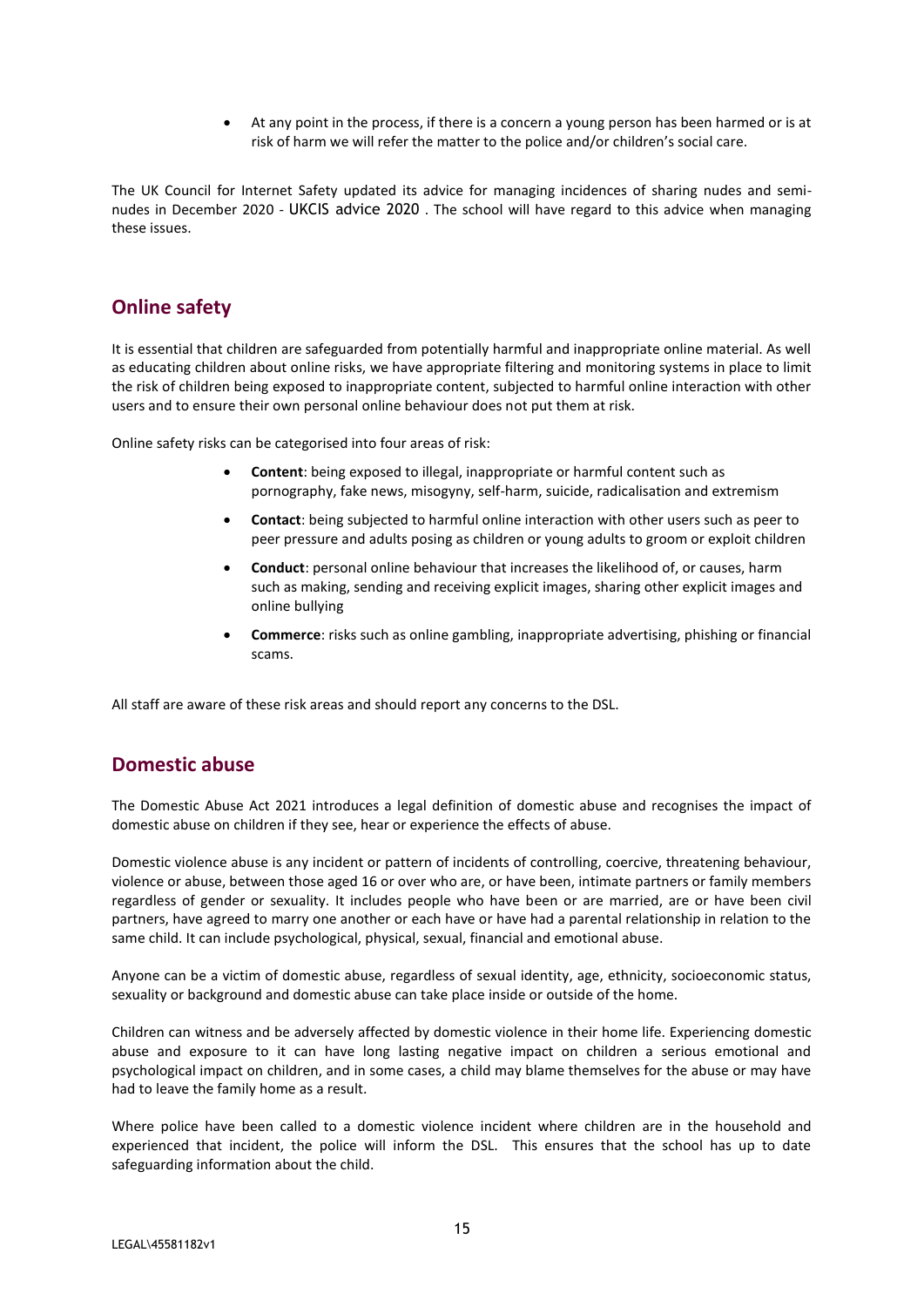- At any point in the process, if there is a concern a young person has been harmed or is at risk of harm we will refer the matter to the police and/or children's social care.

The UK Council for Internet Safety updated its advice for managing incidences of sharing nudes and semi-nudes in December 2020 - UKCIS advice 2020 . The school will have regard to this advice when managing these issues.

## Online safety

It is essential that children are safeguarded from potentially harmful and inappropriate online material. As well as educating children about online risks, we have appropriate filtering and monitoring systems in place to limit the risk of children being exposed to inappropriate content, subjected to harmful online interaction with other users and to ensure their own personal online behaviour does not put them at risk.

Online safety risks can be categorised into four areas of risk:

- **Content**: being exposed to illegal, inappropriate or harmful content such as pornography, fake news, misogyny, self-harm, suicide, radicalisation and extremism
- **Contact**: being subjected to harmful online interaction with other users such as peer to peer pressure and adults posing as children or young adults to groom or exploit children
- **Conduct**: personal online behaviour that increases the likelihood of, or causes, harm such as making, sending and receiving explicit images, sharing other explicit images and online bullying
- **Commerce**: risks such as online gambling, inappropriate advertising, phishing or financial scams.

All staff are aware of these risk areas and should report any concerns to the DSL.

## Domestic abuse

The Domestic Abuse Act 2021 introduces a legal definition of domestic abuse and recognises the impact of domestic abuse on children if they see, hear or experience the effects of abuse.

Domestic violence abuse is any incident or pattern of incidents of controlling, coercive, threatening behaviour, violence or abuse, between those aged 16 or over who are, or have been, intimate partners or family members regardless of gender or sexuality. It includes people who have been or are married, are or have been civil partners, have agreed to marry one another or each have or have had a parental relationship in relation to the same child. It can include psychological, physical, sexual, financial and emotional abuse.

Anyone can be a victim of domestic abuse, regardless of sexual identity, age, ethnicity, socioeconomic status, sexuality or background and domestic abuse can take place inside or outside of the home.

Children can witness and be adversely affected by domestic violence in their home life. Experiencing domestic abuse and exposure to it can have long lasting negative impact on children a serious emotional and psychological impact on children, and in some cases, a child may blame themselves for the abuse or may have had to leave the family home as a result.

Where police have been called to a domestic violence incident where children are in the household and experienced that incident, the police will inform the DSL. This ensures that the school has up to date safeguarding information about the child.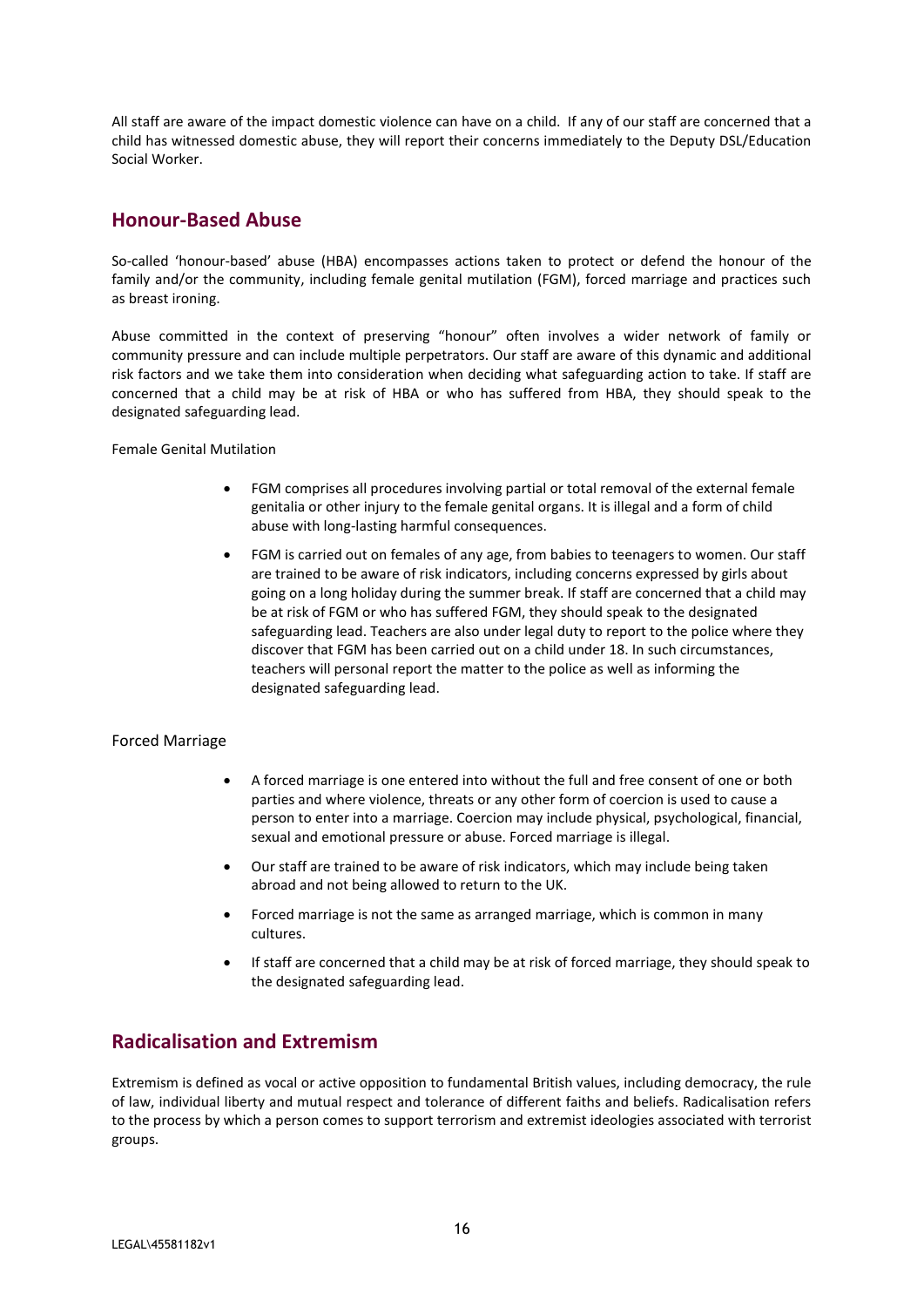All staff are aware of the impact domestic violence can have on a child. If any of our staff are concerned that a child has witnessed domestic abuse, they will report their concerns immediately to the Deputy DSL/Education Social Worker.

## Honour-Based Abuse

So-called 'honour-based' abuse (HBA) encompasses actions taken to protect or defend the honour of the family and/or the community, including female genital mutilation (FGM), forced marriage and practices such as breast ironing.

Abuse committed in the context of preserving "honour" often involves a wider network of family or community pressure and can include multiple perpetrators. Our staff are aware of this dynamic and additional risk factors and we take them into consideration when deciding what safeguarding action to take. If staff are concerned that a child may be at risk of HBA or who has suffered from HBA, they should speak to the designated safeguarding lead.

Female Genital Mutilation

- FGM comprises all procedures involving partial or total removal of the external female genitalia or other injury to the female genital organs. It is illegal and a form of child abuse with long-lasting harmful consequences.
- FGM is carried out on females of any age, from babies to teenagers to women. Our staff are trained to be aware of risk indicators, including concerns expressed by girls about going on a long holiday during the summer break. If staff are concerned that a child may be at risk of FGM or who has suffered FGM, they should speak to the designated safeguarding lead. Teachers are also under legal duty to report to the police where they discover that FGM has been carried out on a child under 18. In such circumstances, teachers will personal report the matter to the police as well as informing the designated safeguarding lead.

Forced Marriage

- A forced marriage is one entered into without the full and free consent of one or both parties and where violence, threats or any other form of coercion is used to cause a person to enter into a marriage. Coercion may include physical, psychological, financial, sexual and emotional pressure or abuse. Forced marriage is illegal.
- Our staff are trained to be aware of risk indicators, which may include being taken abroad and not being allowed to return to the UK.
- Forced marriage is not the same as arranged marriage, which is common in many cultures.
- If staff are concerned that a child may be at risk of forced marriage, they should speak to the designated safeguarding lead.

## Radicalisation and Extremism

Extremism is defined as vocal or active opposition to fundamental British values, including democracy, the rule of law, individual liberty and mutual respect and tolerance of different faiths and beliefs. Radicalisation refers to the process by which a person comes to support terrorism and extremist ideologies associated with terrorist groups.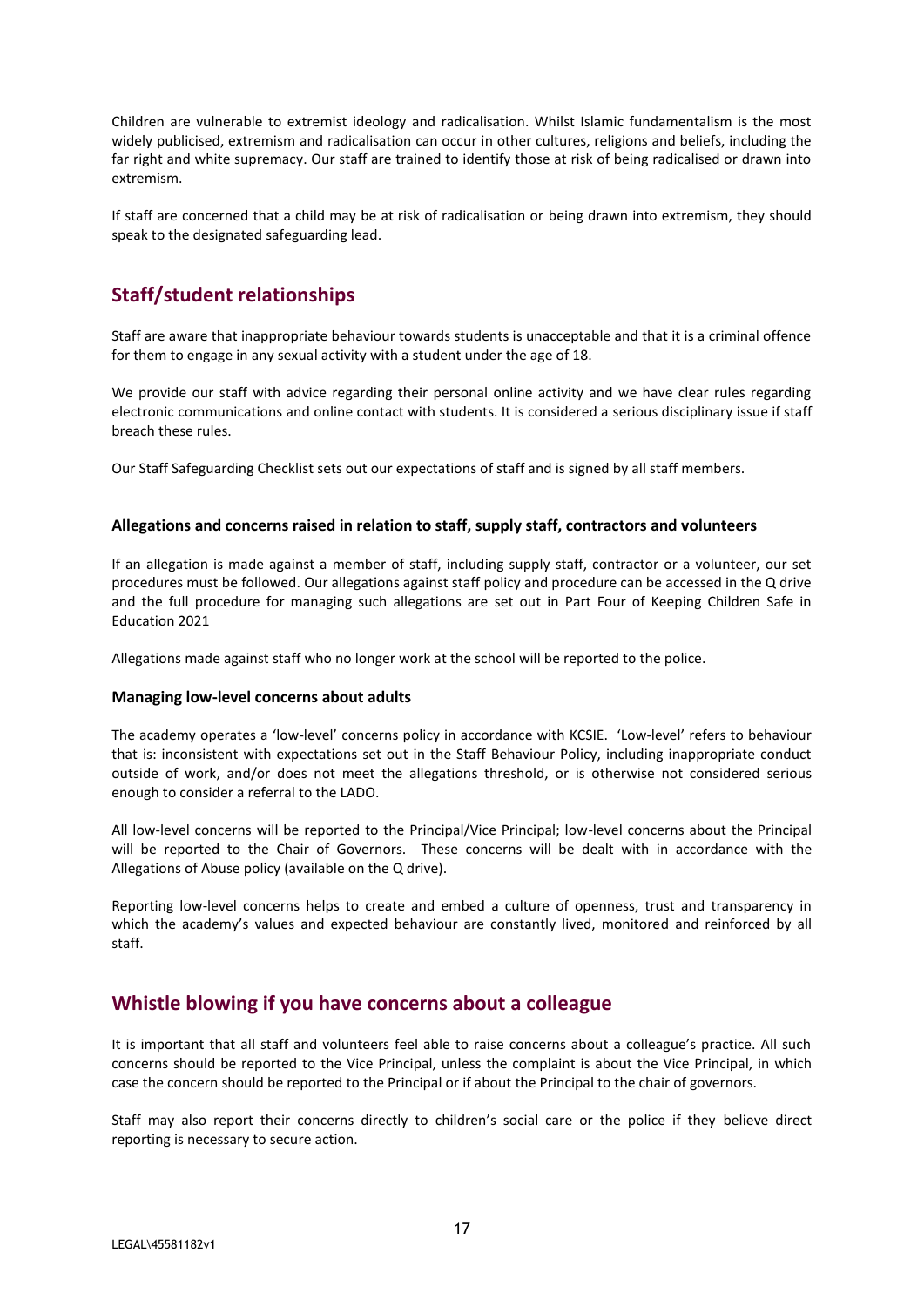Children are vulnerable to extremist ideology and radicalisation. Whilst Islamic fundamentalism is the most widely publicised, extremism and radicalisation can occur in other cultures, religions and beliefs, including the far right and white supremacy. Our staff are trained to identify those at risk of being radicalised or drawn into extremism.

If staff are concerned that a child may be at risk of radicalisation or being drawn into extremism, they should speak to the designated safeguarding lead.

## Staff/student relationships

Staff are aware that inappropriate behaviour towards students is unacceptable and that it is a criminal offence for them to engage in any sexual activity with a student under the age of 18.

We provide our staff with advice regarding their personal online activity and we have clear rules regarding electronic communications and online contact with students. It is considered a serious disciplinary issue if staff breach these rules.

Our Staff Safeguarding Checklist sets out our expectations of staff and is signed by all staff members.

### Allegations and concerns raised in relation to staff, supply staff, contractors and volunteers

If an allegation is made against a member of staff, including supply staff, contractor or a volunteer, our set procedures must be followed. Our allegations against staff policy and procedure can be accessed in the Q drive and the full procedure for managing such allegations are set out in Part Four of Keeping Children Safe in Education 2021

Allegations made against staff who no longer work at the school will be reported to the police.

### Managing low-level concerns about adults

The academy operates a 'low-level' concerns policy in accordance with KCSIE. 'Low-level' refers to behaviour that is: inconsistent with expectations set out in the Staff Behaviour Policy, including inappropriate conduct outside of work, and/or does not meet the allegations threshold, or is otherwise not considered serious enough to consider a referral to the LADO.

All low-level concerns will be reported to the Principal/Vice Principal; low-level concerns about the Principal will be reported to the Chair of Governors. These concerns will be dealt with in accordance with the Allegations of Abuse policy (available on the Q drive).

Reporting low-level concerns helps to create and embed a culture of openness, trust and transparency in which the academy's values and expected behaviour are constantly lived, monitored and reinforced by all staff.

## Whistle blowing if you have concerns about a colleague

It is important that all staff and volunteers feel able to raise concerns about a colleague's practice. All such concerns should be reported to the Vice Principal, unless the complaint is about the Vice Principal, in which case the concern should be reported to the Principal or if about the Principal to the chair of governors.

Staff may also report their concerns directly to children's social care or the police if they believe direct reporting is necessary to secure action.

LEGAL\45581182v1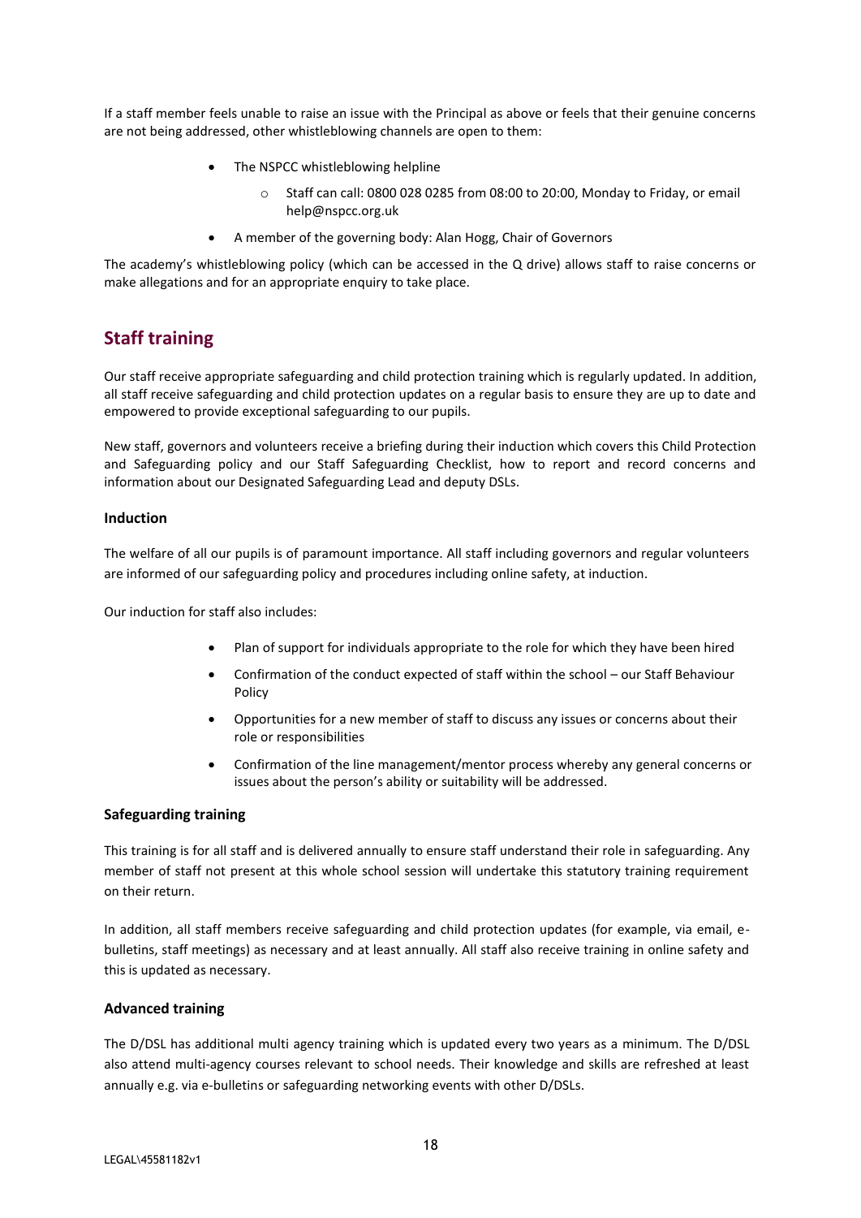If a staff member feels unable to raise an issue with the Principal as above or feels that their genuine concerns are not being addressed, other whistleblowing channels are open to them:

- The NSPCC whistleblowing helpline
    - Staff can call: 0800 028 0285 from 08:00 to 20:00, Monday to Friday, or email help@nspcc.org.uk
- A member of the governing body: Alan Hogg, Chair of Governors

The academy's whistleblowing policy (which can be accessed in the Q drive) allows staff to raise concerns or make allegations and for an appropriate enquiry to take place.

## Staff training

Our staff receive appropriate safeguarding and child protection training which is regularly updated. In addition, all staff receive safeguarding and child protection updates on a regular basis to ensure they are up to date and empowered to provide exceptional safeguarding to our pupils.

New staff, governors and volunteers receive a briefing during their induction which covers this Child Protection and Safeguarding policy and our Staff Safeguarding Checklist, how to report and record concerns and information about our Designated Safeguarding Lead and deputy DSLs.

### Induction

The welfare of all our pupils is of paramount importance. All staff including governors and regular volunteers are informed of our safeguarding policy and procedures including online safety, at induction.

Our induction for staff also includes:

- Plan of support for individuals appropriate to the role for which they have been hired
- Confirmation of the conduct expected of staff within the school – our Staff Behaviour Policy
- Opportunities for a new member of staff to discuss any issues or concerns about their role or responsibilities
- Confirmation of the line management/mentor process whereby any general concerns or issues about the person's ability or suitability will be addressed.

### Safeguarding training

This training is for all staff and is delivered annually to ensure staff understand their role in safeguarding. Any member of staff not present at this whole school session will undertake this statutory training requirement on their return.

In addition, all staff members receive safeguarding and child protection updates (for example, via email, e-bulletins, staff meetings) as necessary and at least annually. All staff also receive training in online safety and this is updated as necessary.

### Advanced training

The D/DSL has additional multi agency training which is updated every two years as a minimum. The D/DSL also attend multi-agency courses relevant to school needs. Their knowledge and skills are refreshed at least annually e.g. via e-bulletins or safeguarding networking events with other D/DSLs.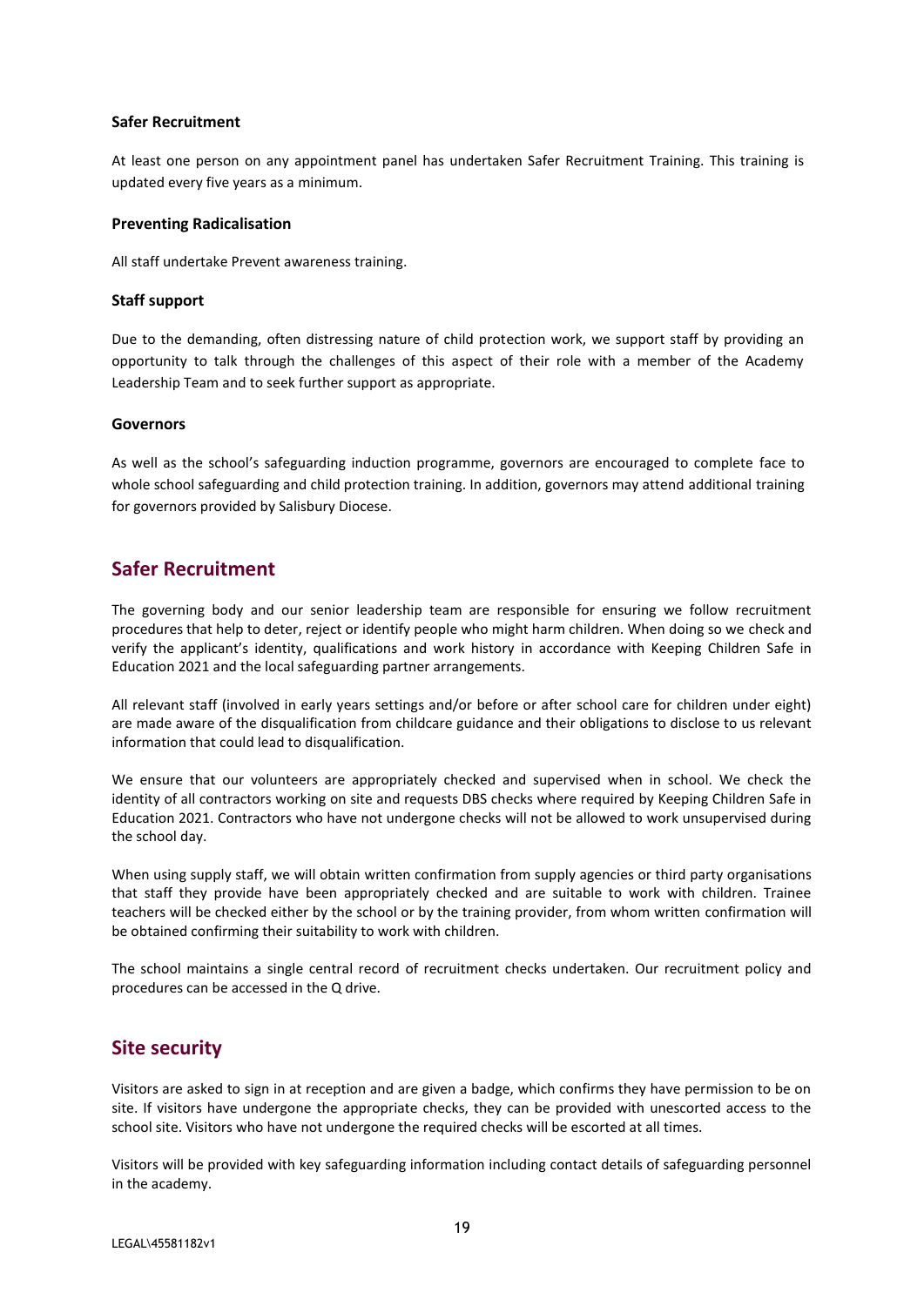#### Safer Recruitment

At least one person on any appointment panel has undertaken Safer Recruitment Training. This training is updated every five years as a minimum.

#### Preventing Radicalisation

All staff undertake Prevent awareness training.

#### Staff support

Due to the demanding, often distressing nature of child protection work, we support staff by providing an opportunity to talk through the challenges of this aspect of their role with a member of the Academy Leadership Team and to seek further support as appropriate.

#### Governors

As well as the school's safeguarding induction programme, governors are encouraged to complete face to whole school safeguarding and child protection training. In addition, governors may attend additional training for governors provided by Salisbury Diocese.

## Safer Recruitment

The governing body and our senior leadership team are responsible for ensuring we follow recruitment procedures that help to deter, reject or identify people who might harm children. When doing so we check and verify the applicant's identity, qualifications and work history in accordance with Keeping Children Safe in Education 2021 and the local safeguarding partner arrangements.

All relevant staff (involved in early years settings and/or before or after school care for children under eight) are made aware of the disqualification from childcare guidance and their obligations to disclose to us relevant information that could lead to disqualification.

We ensure that our volunteers are appropriately checked and supervised when in school. We check the identity of all contractors working on site and requests DBS checks where required by Keeping Children Safe in Education 2021. Contractors who have not undergone checks will not be allowed to work unsupervised during the school day.

When using supply staff, we will obtain written confirmation from supply agencies or third party organisations that staff they provide have been appropriately checked and are suitable to work with children. Trainee teachers will be checked either by the school or by the training provider, from whom written confirmation will be obtained confirming their suitability to work with children.

The school maintains a single central record of recruitment checks undertaken. Our recruitment policy and procedures can be accessed in the Q drive.

## Site security

Visitors are asked to sign in at reception and are given a badge, which confirms they have permission to be on site. If visitors have undergone the appropriate checks, they can be provided with unescorted access to the school site. Visitors who have not undergone the required checks will be escorted at all times.

Visitors will be provided with key safeguarding information including contact details of safeguarding personnel in the academy.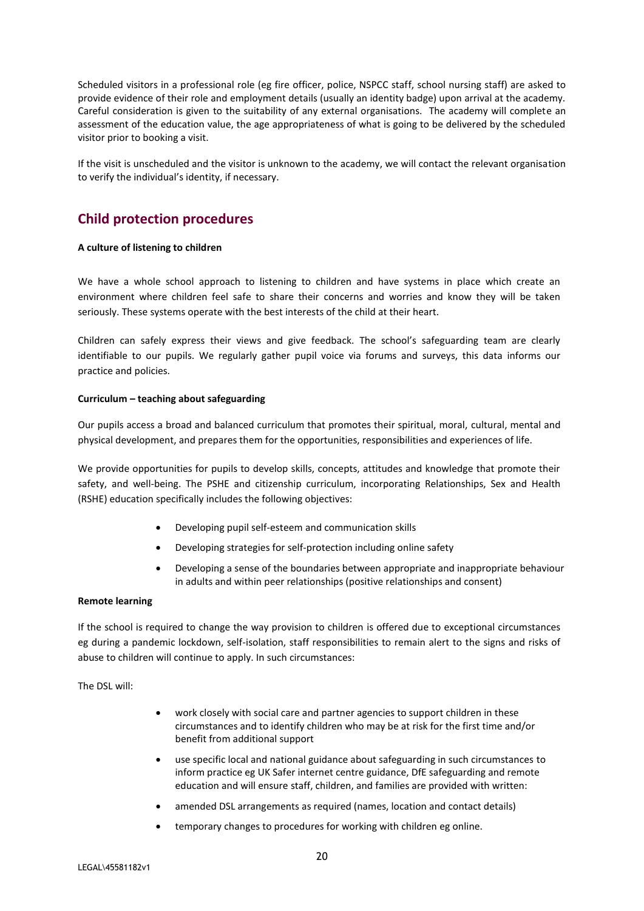Scheduled visitors in a professional role (eg fire officer, police, NSPCC staff, school nursing staff) are asked to provide evidence of their role and employment details (usually an identity badge) upon arrival at the academy. Careful consideration is given to the suitability of any external organisations. The academy will complete an assessment of the education value, the age appropriateness of what is going to be delivered by the scheduled visitor prior to booking a visit.

If the visit is unscheduled and the visitor is unknown to the academy, we will contact the relevant organisation to verify the individual's identity, if necessary.

## Child protection procedures

**A culture of listening to children**

We have a whole school approach to listening to children and have systems in place which create an environment where children feel safe to share their concerns and worries and know they will be taken seriously. These systems operate with the best interests of the child at their heart.

Children can safely express their views and give feedback. The school's safeguarding team are clearly identifiable to our pupils. We regularly gather pupil voice via forums and surveys, this data informs our practice and policies.

**Curriculum – teaching about safeguarding**

Our pupils access a broad and balanced curriculum that promotes their spiritual, moral, cultural, mental and physical development, and prepares them for the opportunities, responsibilities and experiences of life.

We provide opportunities for pupils to develop skills, concepts, attitudes and knowledge that promote their safety, and well-being. The PSHE and citizenship curriculum, incorporating Relationships, Sex and Health (RSHE) education specifically includes the following objectives:

- Developing pupil self-esteem and communication skills
- Developing strategies for self-protection including online safety
- Developing a sense of the boundaries between appropriate and inappropriate behaviour in adults and within peer relationships (positive relationships and consent)

**Remote learning**

If the school is required to change the way provision to children is offered due to exceptional circumstances eg during a pandemic lockdown, self-isolation, staff responsibilities to remain alert to the signs and risks of abuse to children will continue to apply. In such circumstances:

The DSL will:

- work closely with social care and partner agencies to support children in these circumstances and to identify children who may be at risk for the first time and/or benefit from additional support
- use specific local and national guidance about safeguarding in such circumstances to inform practice eg UK Safer internet centre guidance, DfE safeguarding and remote education and will ensure staff, children, and families are provided with written:
- amended DSL arrangements as required (names, location and contact details)
- temporary changes to procedures for working with children eg online.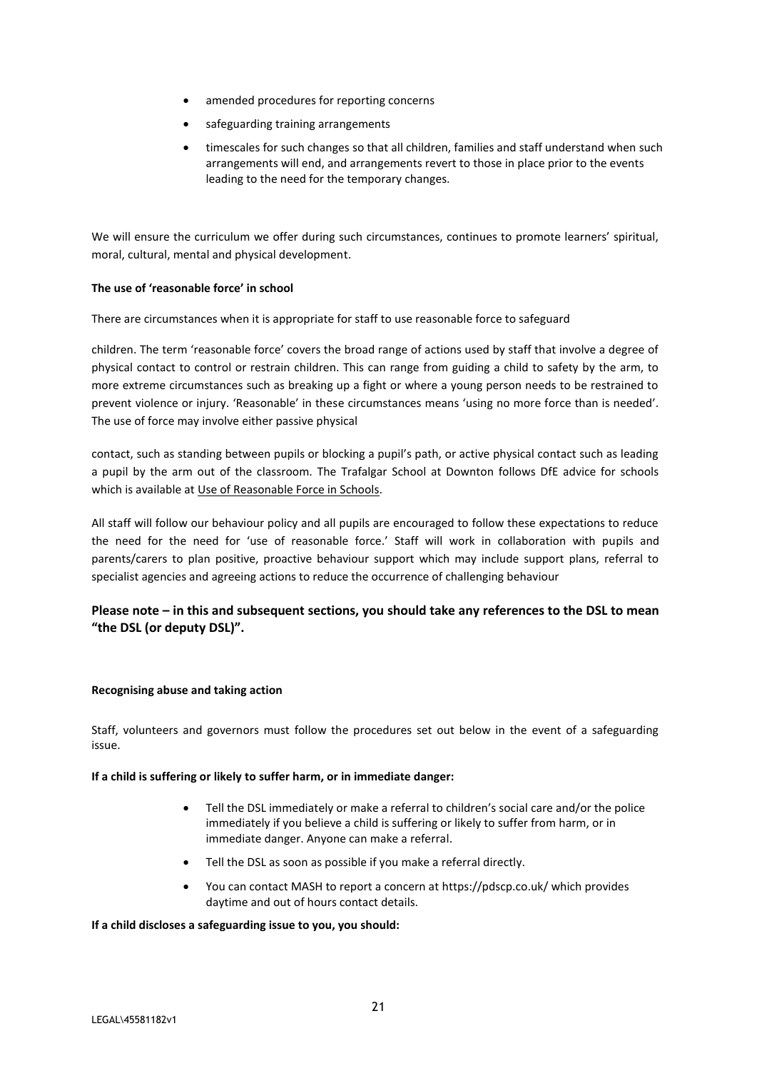- amended procedures for reporting concerns
- safeguarding training arrangements
- timescales for such changes so that all children, families and staff understand when such arrangements will end, and arrangements revert to those in place prior to the events leading to the need for the temporary changes.

We will ensure the curriculum we offer during such circumstances, continues to promote learners' spiritual, moral, cultural, mental and physical development.

**The use of 'reasonable force' in school**

There are circumstances when it is appropriate for staff to use reasonable force to safeguard

children. The term 'reasonable force' covers the broad range of actions used by staff that involve a degree of physical contact to control or restrain children. This can range from guiding a child to safety by the arm, to more extreme circumstances such as breaking up a fight or where a young person needs to be restrained to prevent violence or injury. 'Reasonable' in these circumstances means 'using no more force than is needed'. The use of force may involve either passive physical

contact, such as standing between pupils or blocking a pupil's path, or active physical contact such as leading a pupil by the arm out of the classroom. The Trafalgar School at Downton follows DfE advice for schools which is available at Use of Reasonable Force in Schools.

All staff will follow our behaviour policy and all pupils are encouraged to follow these expectations to reduce the need for the need for 'use of reasonable force.' Staff will work in collaboration with pupils and parents/carers to plan positive, proactive behaviour support which may include support plans, referral to specialist agencies and agreeing actions to reduce the occurrence of challenging behaviour

## Please note – in this and subsequent sections, you should take any references to the DSL to mean "the DSL (or deputy DSL)".

**Recognising abuse and taking action**

Staff, volunteers and governors must follow the procedures set out below in the event of a safeguarding issue.

**If a child is suffering or likely to suffer harm, or in immediate danger:**

- Tell the DSL immediately or make a referral to children's social care and/or the police immediately if you believe a child is suffering or likely to suffer from harm, or in immediate danger. Anyone can make a referral.
- Tell the DSL as soon as possible if you make a referral directly.
- You can contact MASH to report a concern at https://pdscp.co.uk/ which provides daytime and out of hours contact details.

**If a child discloses a safeguarding issue to you, you should:**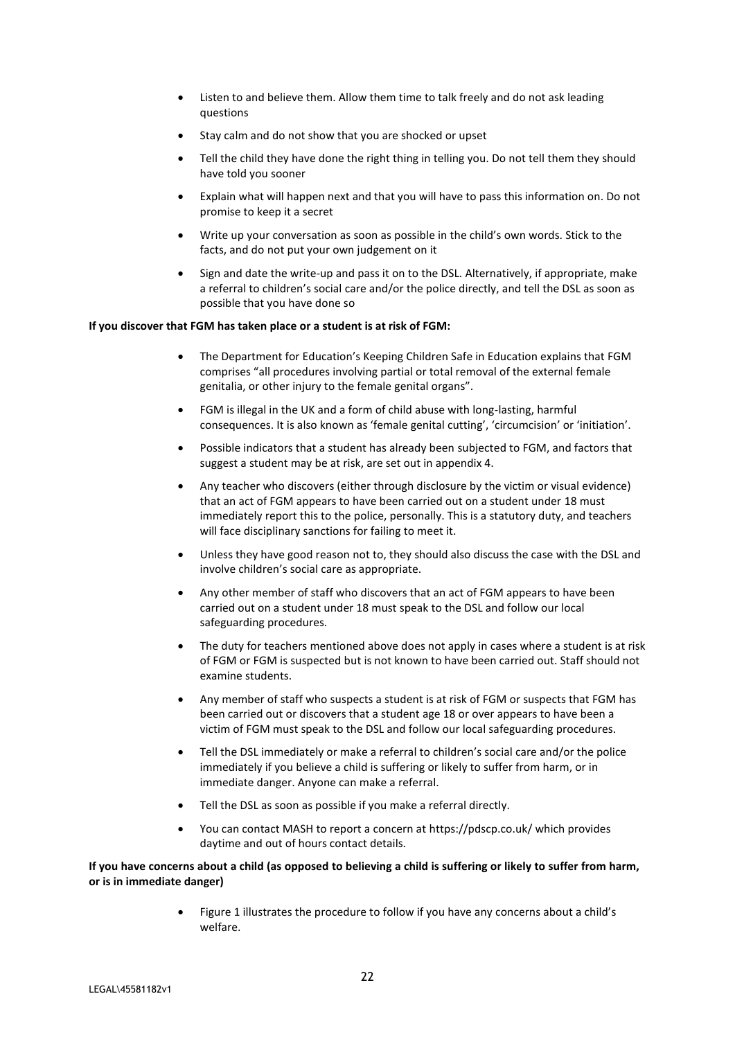- Listen to and believe them. Allow them time to talk freely and do not ask leading questions
- Stay calm and do not show that you are shocked or upset
- Tell the child they have done the right thing in telling you. Do not tell them they should have told you sooner
- Explain what will happen next and that you will have to pass this information on. Do not promise to keep it a secret
- Write up your conversation as soon as possible in the child's own words. Stick to the facts, and do not put your own judgement on it
- Sign and date the write-up and pass it on to the DSL. Alternatively, if appropriate, make a referral to children's social care and/or the police directly, and tell the DSL as soon as possible that you have done so

**If you discover that FGM has taken place or a student is at risk of FGM:**

- The Department for Education's Keeping Children Safe in Education explains that FGM comprises "all procedures involving partial or total removal of the external female genitalia, or other injury to the female genital organs".
- FGM is illegal in the UK and a form of child abuse with long-lasting, harmful consequences. It is also known as 'female genital cutting', 'circumcision' or 'initiation'.
- Possible indicators that a student has already been subjected to FGM, and factors that suggest a student may be at risk, are set out in appendix 4.
- Any teacher who discovers (either through disclosure by the victim or visual evidence) that an act of FGM appears to have been carried out on a student under 18 must immediately report this to the police, personally. This is a statutory duty, and teachers will face disciplinary sanctions for failing to meet it.
- Unless they have good reason not to, they should also discuss the case with the DSL and involve children's social care as appropriate.
- Any other member of staff who discovers that an act of FGM appears to have been carried out on a student under 18 must speak to the DSL and follow our local safeguarding procedures.
- The duty for teachers mentioned above does not apply in cases where a student is at risk of FGM or FGM is suspected but is not known to have been carried out. Staff should not examine students.
- Any member of staff who suspects a student is at risk of FGM or suspects that FGM has been carried out or discovers that a student age 18 or over appears to have been a victim of FGM must speak to the DSL and follow our local safeguarding procedures.
- Tell the DSL immediately or make a referral to children's social care and/or the police immediately if you believe a child is suffering or likely to suffer from harm, or in immediate danger. Anyone can make a referral.
- Tell the DSL as soon as possible if you make a referral directly.
- You can contact MASH to report a concern at https://pdscp.co.uk/ which provides daytime and out of hours contact details.

**If you have concerns about a child (as opposed to believing a child is suffering or likely to suffer from harm, or is in immediate danger)**

- Figure 1 illustrates the procedure to follow if you have any concerns about a child's welfare.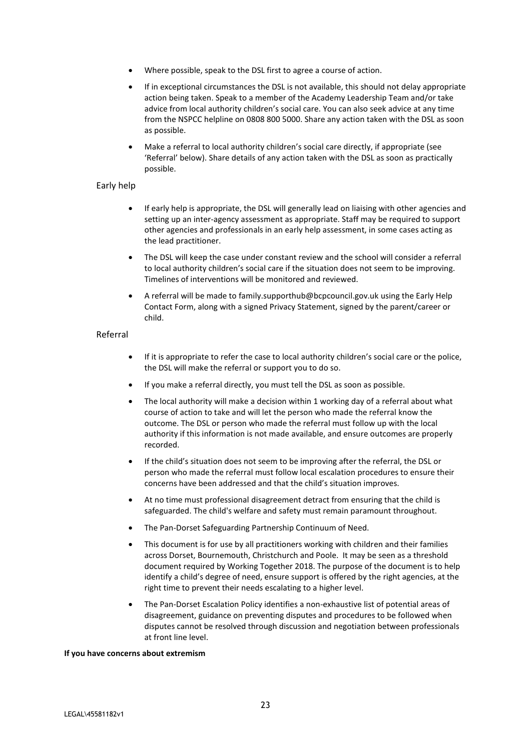- Where possible, speak to the DSL first to agree a course of action.
- If in exceptional circumstances the DSL is not available, this should not delay appropriate action being taken. Speak to a member of the Academy Leadership Team and/or take advice from local authority children's social care. You can also seek advice at any time from the NSPCC helpline on 0808 800 5000. Share any action taken with the DSL as soon as possible.
- Make a referral to local authority children's social care directly, if appropriate (see 'Referral' below). Share details of any action taken with the DSL as soon as practically possible.

### Early help

- If early help is appropriate, the DSL will generally lead on liaising with other agencies and setting up an inter-agency assessment as appropriate. Staff may be required to support other agencies and professionals in an early help assessment, in some cases acting as the lead practitioner.
- The DSL will keep the case under constant review and the school will consider a referral to local authority children's social care if the situation does not seem to be improving. Timelines of interventions will be monitored and reviewed.
- A referral will be made to family.supporthub@bcpcouncil.gov.uk using the Early Help Contact Form, along with a signed Privacy Statement, signed by the parent/career or child.

### Referral

- If it is appropriate to refer the case to local authority children's social care or the police, the DSL will make the referral or support you to do so.
- If you make a referral directly, you must tell the DSL as soon as possible.
- The local authority will make a decision within 1 working day of a referral about what course of action to take and will let the person who made the referral know the outcome. The DSL or person who made the referral must follow up with the local authority if this information is not made available, and ensure outcomes are properly recorded.
- If the child's situation does not seem to be improving after the referral, the DSL or person who made the referral must follow local escalation procedures to ensure their concerns have been addressed and that the child's situation improves.
- At no time must professional disagreement detract from ensuring that the child is safeguarded. The child's welfare and safety must remain paramount throughout.
- The Pan-Dorset Safeguarding Partnership Continuum of Need.
- This document is for use by all practitioners working with children and their families across Dorset, Bournemouth, Christchurch and Poole. It may be seen as a threshold document required by Working Together 2018. The purpose of the document is to help identify a child's degree of need, ensure support is offered by the right agencies, at the right time to prevent their needs escalating to a higher level.
- The Pan-Dorset Escalation Policy identifies a non-exhaustive list of potential areas of disagreement, guidance on preventing disputes and procedures to be followed when disputes cannot be resolved through discussion and negotiation between professionals at front line level.

**If you have concerns about extremism**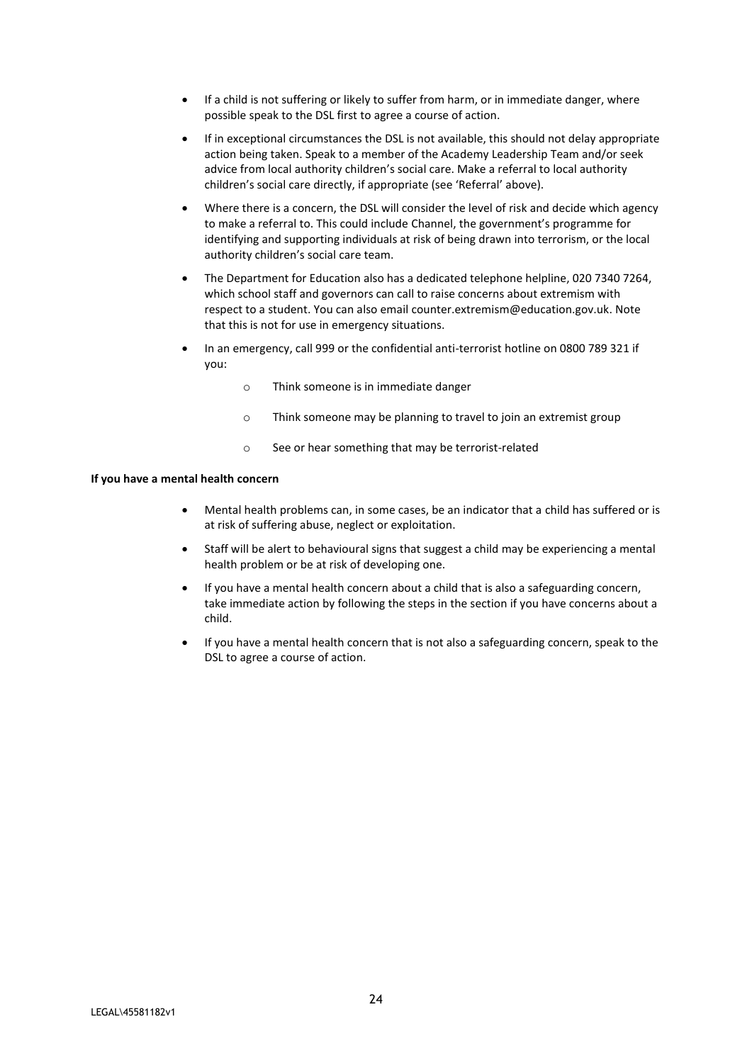- If a child is not suffering or likely to suffer from harm, or in immediate danger, where possible speak to the DSL first to agree a course of action.
- If in exceptional circumstances the DSL is not available, this should not delay appropriate action being taken. Speak to a member of the Academy Leadership Team and/or seek advice from local authority children's social care. Make a referral to local authority children's social care directly, if appropriate (see 'Referral' above).
- Where there is a concern, the DSL will consider the level of risk and decide which agency to make a referral to. This could include Channel, the government's programme for identifying and supporting individuals at risk of being drawn into terrorism, or the local authority children's social care team.
- The Department for Education also has a dedicated telephone helpline, 020 7340 7264, which school staff and governors can call to raise concerns about extremism with respect to a student. You can also email counter.extremism@education.gov.uk. Note that this is not for use in emergency situations.
- In an emergency, call 999 or the confidential anti-terrorist hotline on 0800 789 321 if you:
    - Think someone is in immediate danger
    - Think someone may be planning to travel to join an extremist group
    - See or hear something that may be terrorist-related

**If you have a mental health concern**

- Mental health problems can, in some cases, be an indicator that a child has suffered or is at risk of suffering abuse, neglect or exploitation.
- Staff will be alert to behavioural signs that suggest a child may be experiencing a mental health problem or be at risk of developing one.
- If you have a mental health concern about a child that is also a safeguarding concern, take immediate action by following the steps in the section if you have concerns about a child.
- If you have a mental health concern that is not also a safeguarding concern, speak to the DSL to agree a course of action.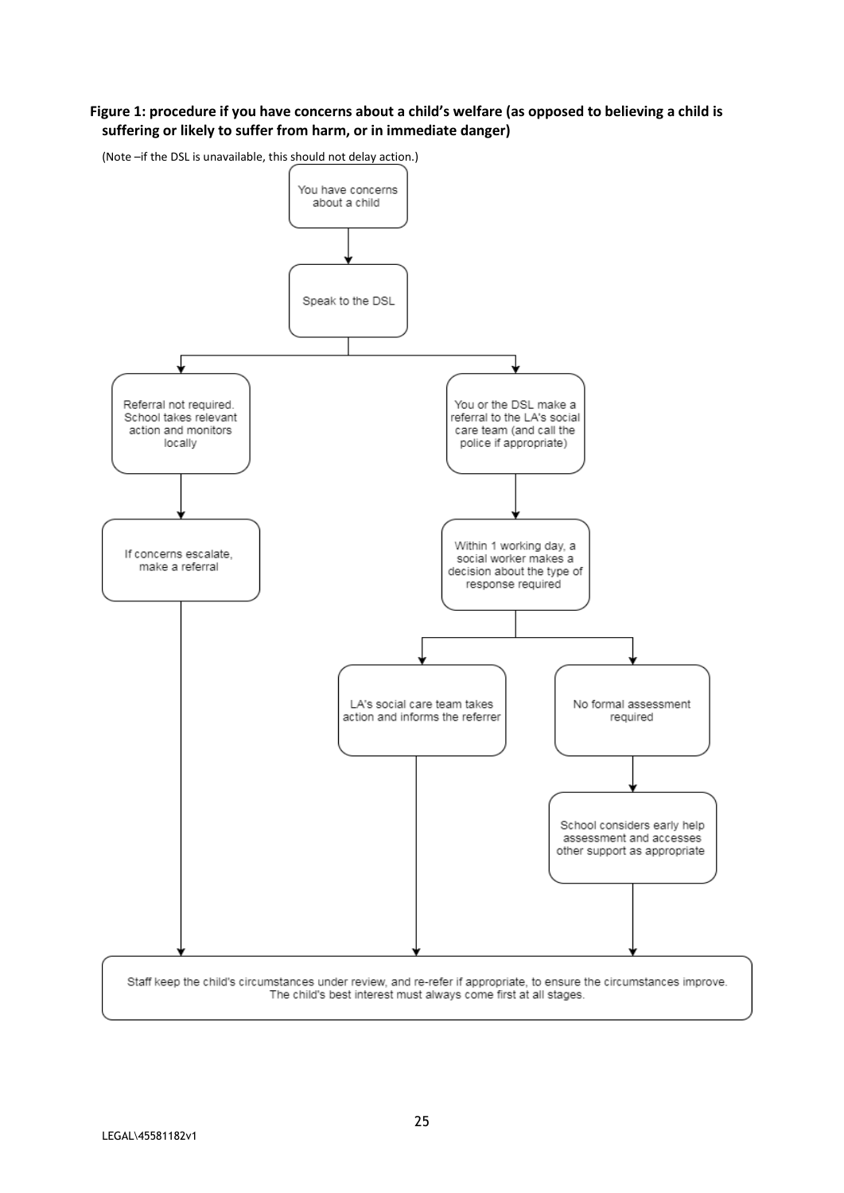**Figure 1: procedure if you have concerns about a child's welfare (as opposed to believing a child is suffering or likely to suffer from harm, or in immediate danger)**

(Note –if the DSL is unavailable, this should not delay action.)

You have concerns about a child

Speak to the DSL

Referral not required. School takes relevant action and monitors locally

If concerns escalate, make a referral

You or the DSL make a referral to the LA's social care team (and call the police if appropriate)

Within 1 working day, a social worker makes a decision about the type of response required

LA's social care team takes action and informs the referrer

No formal assessment required

School considers early help assessment and accesses other support as appropriate

Staff keep the child's circumstances under review, and re-refer if appropriate, to ensure the circumstances improve. The child's best interest must always come first at all stages.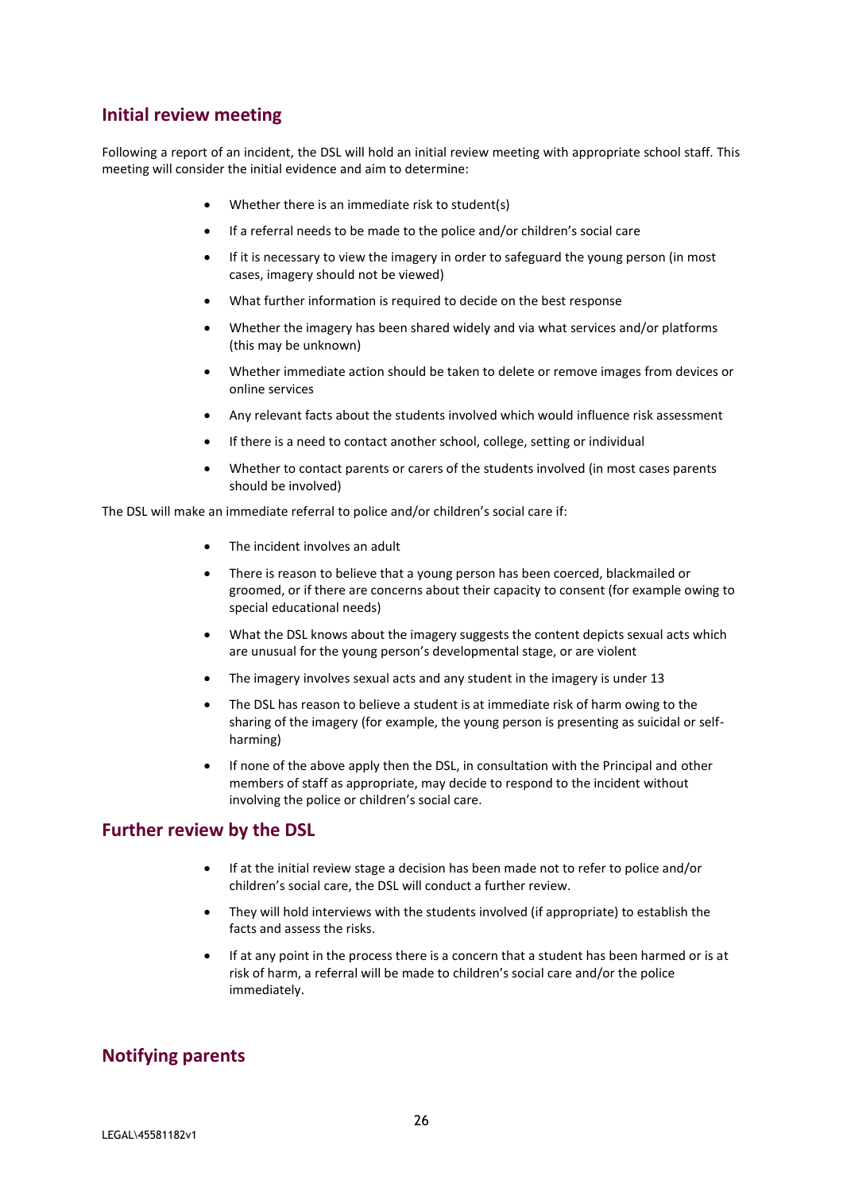## Initial review meeting

Following a report of an incident, the DSL will hold an initial review meeting with appropriate school staff. This meeting will consider the initial evidence and aim to determine:

- Whether there is an immediate risk to student(s)
- If a referral needs to be made to the police and/or children's social care
- If it is necessary to view the imagery in order to safeguard the young person (in most cases, imagery should not be viewed)
- What further information is required to decide on the best response
- Whether the imagery has been shared widely and via what services and/or platforms (this may be unknown)
- Whether immediate action should be taken to delete or remove images from devices or online services
- Any relevant facts about the students involved which would influence risk assessment
- If there is a need to contact another school, college, setting or individual
- Whether to contact parents or carers of the students involved (in most cases parents should be involved)

The DSL will make an immediate referral to police and/or children's social care if:

- The incident involves an adult
- There is reason to believe that a young person has been coerced, blackmailed or groomed, or if there are concerns about their capacity to consent (for example owing to special educational needs)
- What the DSL knows about the imagery suggests the content depicts sexual acts which are unusual for the young person's developmental stage, or are violent
- The imagery involves sexual acts and any student in the imagery is under 13
- The DSL has reason to believe a student is at immediate risk of harm owing to the sharing of the imagery (for example, the young person is presenting as suicidal or self-harming)
- If none of the above apply then the DSL, in consultation with the Principal and other members of staff as appropriate, may decide to respond to the incident without involving the police or children's social care.

## Further review by the DSL

- If at the initial review stage a decision has been made not to refer to police and/or children's social care, the DSL will conduct a further review.
- They will hold interviews with the students involved (if appropriate) to establish the facts and assess the risks.
- If at any point in the process there is a concern that a student has been harmed or is at risk of harm, a referral will be made to children's social care and/or the police immediately.

## Notifying parents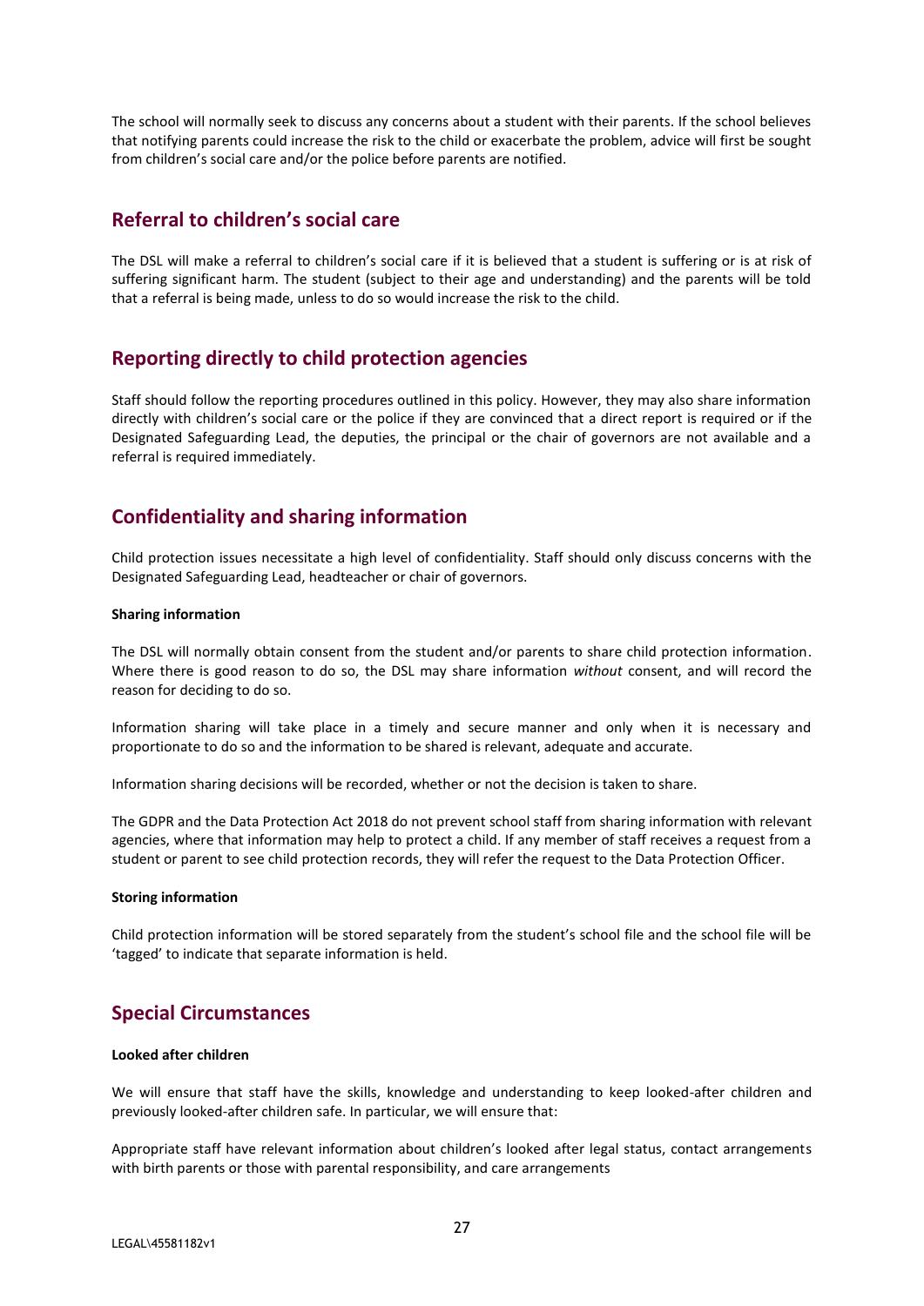The school will normally seek to discuss any concerns about a student with their parents. If the school believes that notifying parents could increase the risk to the child or exacerbate the problem, advice will first be sought from children's social care and/or the police before parents are notified.

## Referral to children's social care

The DSL will make a referral to children's social care if it is believed that a student is suffering or is at risk of suffering significant harm. The student (subject to their age and understanding) and the parents will be told that a referral is being made, unless to do so would increase the risk to the child.

## Reporting directly to child protection agencies

Staff should follow the reporting procedures outlined in this policy. However, they may also share information directly with children's social care or the police if they are convinced that a direct report is required or if the Designated Safeguarding Lead, the deputies, the principal or the chair of governors are not available and a referral is required immediately.

## Confidentiality and sharing information

Child protection issues necessitate a high level of confidentiality. Staff should only discuss concerns with the Designated Safeguarding Lead, headteacher or chair of governors.

**Sharing information**

The DSL will normally obtain consent from the student and/or parents to share child protection information. Where there is good reason to do so, the DSL may share information *without* consent, and will record the reason for deciding to do so.

Information sharing will take place in a timely and secure manner and only when it is necessary and proportionate to do so and the information to be shared is relevant, adequate and accurate.

Information sharing decisions will be recorded, whether or not the decision is taken to share.

The GDPR and the Data Protection Act 2018 do not prevent school staff from sharing information with relevant agencies, where that information may help to protect a child. If any member of staff receives a request from a student or parent to see child protection records, they will refer the request to the Data Protection Officer.

**Storing information**

Child protection information will be stored separately from the student's school file and the school file will be 'tagged' to indicate that separate information is held.

## Special Circumstances

**Looked after children**

We will ensure that staff have the skills, knowledge and understanding to keep looked-after children and previously looked-after children safe. In particular, we will ensure that:

Appropriate staff have relevant information about children's looked after legal status, contact arrangements with birth parents or those with parental responsibility, and care arrangements

LEGAL\45581182v1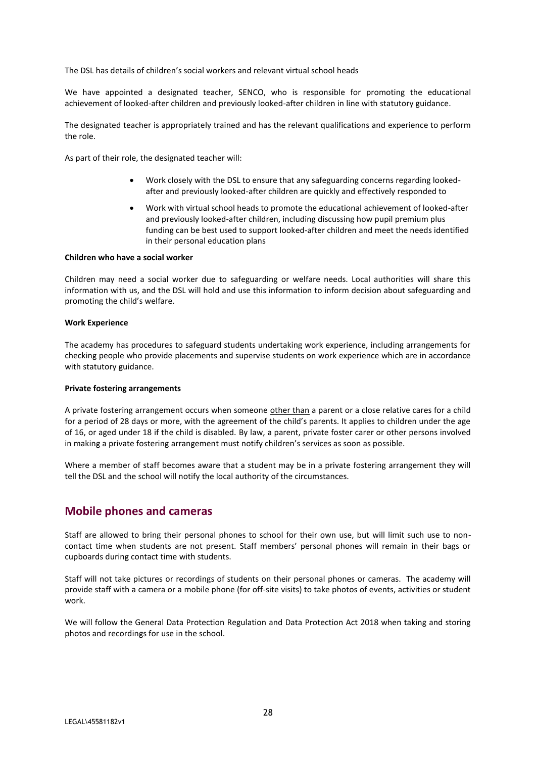The DSL has details of children's social workers and relevant virtual school heads

We have appointed a designated teacher, SENCO, who is responsible for promoting the educational achievement of looked-after children and previously looked-after children in line with statutory guidance.

The designated teacher is appropriately trained and has the relevant qualifications and experience to perform the role.

As part of their role, the designated teacher will:

- Work closely with the DSL to ensure that any safeguarding concerns regarding looked-after and previously looked-after children are quickly and effectively responded to
- Work with virtual school heads to promote the educational achievement of looked-after and previously looked-after children, including discussing how pupil premium plus funding can be best used to support looked-after children and meet the needs identified in their personal education plans

**Children who have a social worker**

Children may need a social worker due to safeguarding or welfare needs. Local authorities will share this information with us, and the DSL will hold and use this information to inform decision about safeguarding and promoting the child's welfare.

**Work Experience**

The academy has procedures to safeguard students undertaking work experience, including arrangements for checking people who provide placements and supervise students on work experience which are in accordance with statutory guidance.

**Private fostering arrangements**

A private fostering arrangement occurs when someone other than a parent or a close relative cares for a child for a period of 28 days or more, with the agreement of the child's parents. It applies to children under the age of 16, or aged under 18 if the child is disabled. By law, a parent, private foster carer or other persons involved in making a private fostering arrangement must notify children's services as soon as possible.

Where a member of staff becomes aware that a student may be in a private fostering arrangement they will tell the DSL and the school will notify the local authority of the circumstances.

## Mobile phones and cameras

Staff are allowed to bring their personal phones to school for their own use, but will limit such use to non-contact time when students are not present. Staff members' personal phones will remain in their bags or cupboards during contact time with students.

Staff will not take pictures or recordings of students on their personal phones or cameras. The academy will provide staff with a camera or a mobile phone (for off-site visits) to take photos of events, activities or student work.

We will follow the General Data Protection Regulation and Data Protection Act 2018 when taking and storing photos and recordings for use in the school.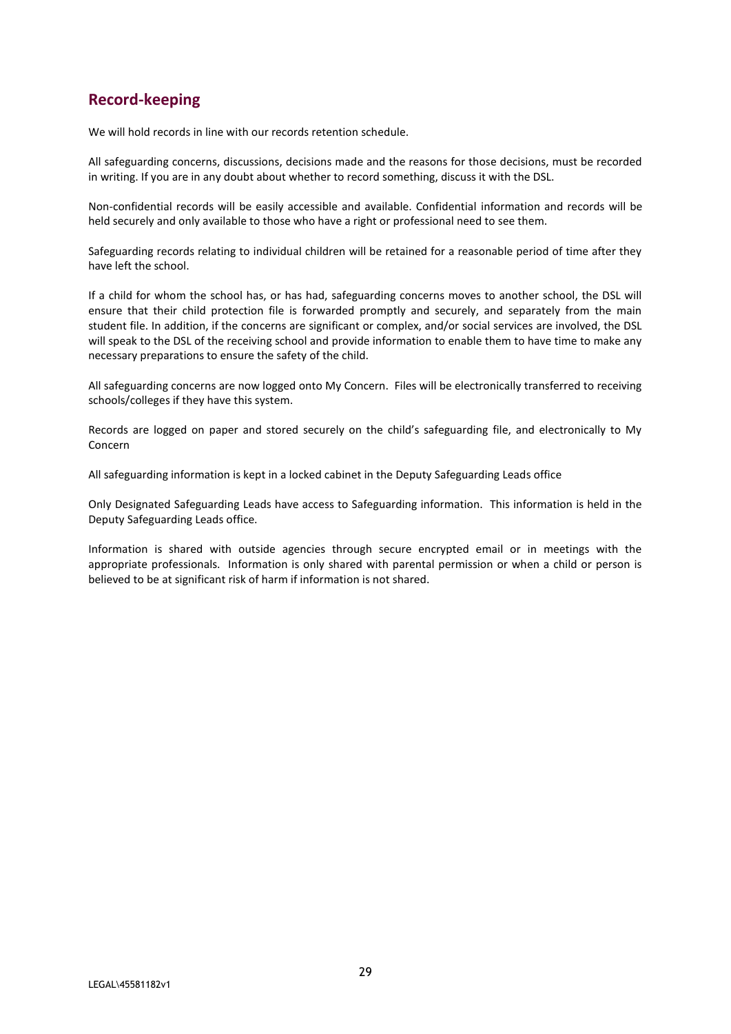## Record-keeping

We will hold records in line with our records retention schedule.

All safeguarding concerns, discussions, decisions made and the reasons for those decisions, must be recorded in writing. If you are in any doubt about whether to record something, discuss it with the DSL.

Non-confidential records will be easily accessible and available. Confidential information and records will be held securely and only available to those who have a right or professional need to see them.

Safeguarding records relating to individual children will be retained for a reasonable period of time after they have left the school.

If a child for whom the school has, or has had, safeguarding concerns moves to another school, the DSL will ensure that their child protection file is forwarded promptly and securely, and separately from the main student file. In addition, if the concerns are significant or complex, and/or social services are involved, the DSL will speak to the DSL of the receiving school and provide information to enable them to have time to make any necessary preparations to ensure the safety of the child.

All safeguarding concerns are now logged onto My Concern. Files will be electronically transferred to receiving schools/colleges if they have this system.

Records are logged on paper and stored securely on the child's safeguarding file, and electronically to My Concern

All safeguarding information is kept in a locked cabinet in the Deputy Safeguarding Leads office

Only Designated Safeguarding Leads have access to Safeguarding information. This information is held in the Deputy Safeguarding Leads office.

Information is shared with outside agencies through secure encrypted email or in meetings with the appropriate professionals. Information is only shared with parental permission or when a child or person is believed to be at significant risk of harm if information is not shared.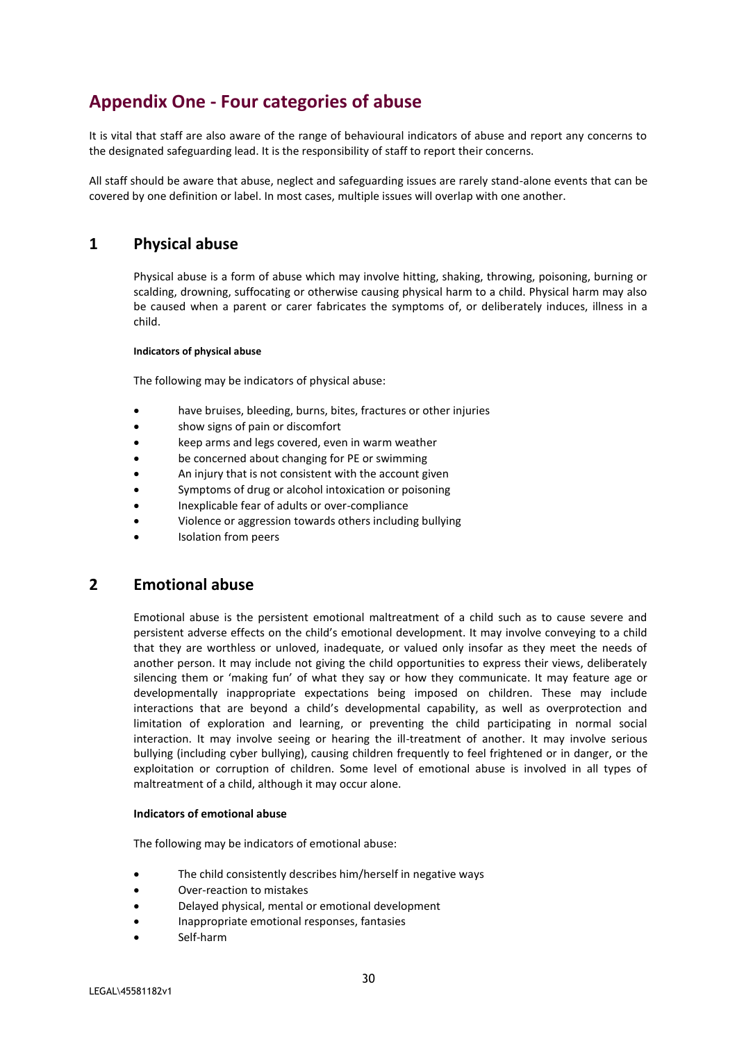# Appendix One - Four categories of abuse

It is vital that staff are also aware of the range of behavioural indicators of abuse and report any concerns to the designated safeguarding lead. It is the responsibility of staff to report their concerns.

All staff should be aware that abuse, neglect and safeguarding issues are rarely stand-alone events that can be covered by one definition or label. In most cases, multiple issues will overlap with one another.

## 1 Physical abuse

Physical abuse is a form of abuse which may involve hitting, shaking, throwing, poisoning, burning or scalding, drowning, suffocating or otherwise causing physical harm to a child. Physical harm may also be caused when a parent or carer fabricates the symptoms of, or deliberately induces, illness in a child.

**Indicators of physical abuse**

The following may be indicators of physical abuse:

- have bruises, bleeding, burns, bites, fractures or other injuries
- show signs of pain or discomfort
- keep arms and legs covered, even in warm weather
- be concerned about changing for PE or swimming
- An injury that is not consistent with the account given
- Symptoms of drug or alcohol intoxication or poisoning
- Inexplicable fear of adults or over-compliance
- Violence or aggression towards others including bullying
- Isolation from peers

## 2 Emotional abuse

Emotional abuse is the persistent emotional maltreatment of a child such as to cause severe and persistent adverse effects on the child's emotional development. It may involve conveying to a child that they are worthless or unloved, inadequate, or valued only insofar as they meet the needs of another person. It may include not giving the child opportunities to express their views, deliberately silencing them or 'making fun' of what they say or how they communicate. It may feature age or developmentally inappropriate expectations being imposed on children. These may include interactions that are beyond a child's developmental capability, as well as overprotection and limitation of exploration and learning, or preventing the child participating in normal social interaction. It may involve seeing or hearing the ill-treatment of another. It may involve serious bullying (including cyber bullying), causing children frequently to feel frightened or in danger, or the exploitation or corruption of children. Some level of emotional abuse is involved in all types of maltreatment of a child, although it may occur alone.

**Indicators of emotional abuse**

The following may be indicators of emotional abuse:

- The child consistently describes him/herself in negative ways
- Over-reaction to mistakes
- Delayed physical, mental or emotional development
- Inappropriate emotional responses, fantasies
- Self-harm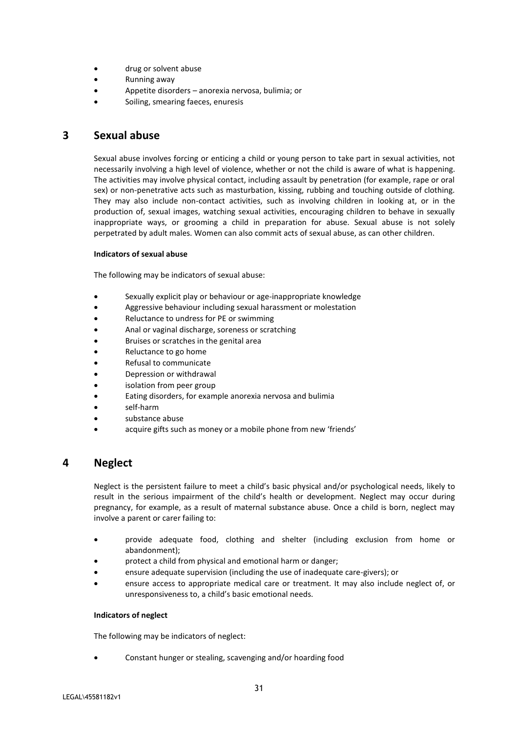- drug or solvent abuse
- Running away
- Appetite disorders – anorexia nervosa, bulimia; or
- Soiling, smearing faeces, enuresis

## 3 Sexual abuse

Sexual abuse involves forcing or enticing a child or young person to take part in sexual activities, not necessarily involving a high level of violence, whether or not the child is aware of what is happening. The activities may involve physical contact, including assault by penetration (for example, rape or oral sex) or non-penetrative acts such as masturbation, kissing, rubbing and touching outside of clothing. They may also include non-contact activities, such as involving children in looking at, or in the production of, sexual images, watching sexual activities, encouraging children to behave in sexually inappropriate ways, or grooming a child in preparation for abuse. Sexual abuse is not solely perpetrated by adult males. Women can also commit acts of sexual abuse, as can other children.

**Indicators of sexual abuse**

The following may be indicators of sexual abuse:

- Sexually explicit play or behaviour or age-inappropriate knowledge
- Aggressive behaviour including sexual harassment or molestation
- Reluctance to undress for PE or swimming
- Anal or vaginal discharge, soreness or scratching
- Bruises or scratches in the genital area
- Reluctance to go home
- Refusal to communicate
- Depression or withdrawal
- isolation from peer group
- Eating disorders, for example anorexia nervosa and bulimia
- self-harm
- substance abuse
- acquire gifts such as money or a mobile phone from new 'friends'

## 4 Neglect

Neglect is the persistent failure to meet a child's basic physical and/or psychological needs, likely to result in the serious impairment of the child's health or development. Neglect may occur during pregnancy, for example, as a result of maternal substance abuse. Once a child is born, neglect may involve a parent or carer failing to:

- provide adequate food, clothing and shelter (including exclusion from home or abandonment);
- protect a child from physical and emotional harm or danger;
- ensure adequate supervision (including the use of inadequate care-givers); or
- ensure access to appropriate medical care or treatment. It may also include neglect of, or unresponsiveness to, a child's basic emotional needs.

**Indicators of neglect**

The following may be indicators of neglect:

- Constant hunger or stealing, scavenging and/or hoarding food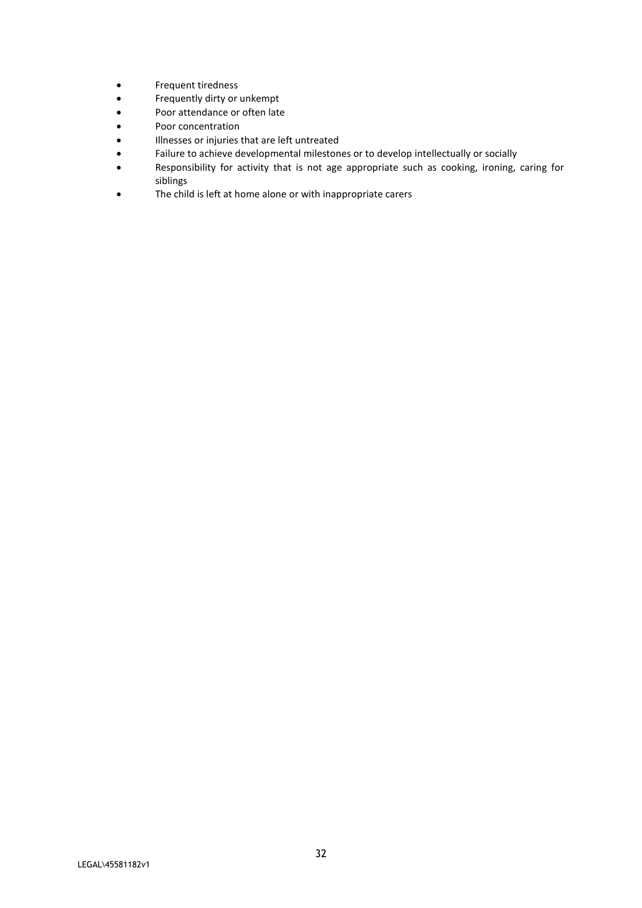- Frequent tiredness
- Frequently dirty or unkempt
- Poor attendance or often late
- Poor concentration
- Illnesses or injuries that are left untreated
- Failure to achieve developmental milestones or to develop intellectually or socially
- Responsibility for activity that is not age appropriate such as cooking, ironing, caring for siblings
- The child is left at home alone or with inappropriate carers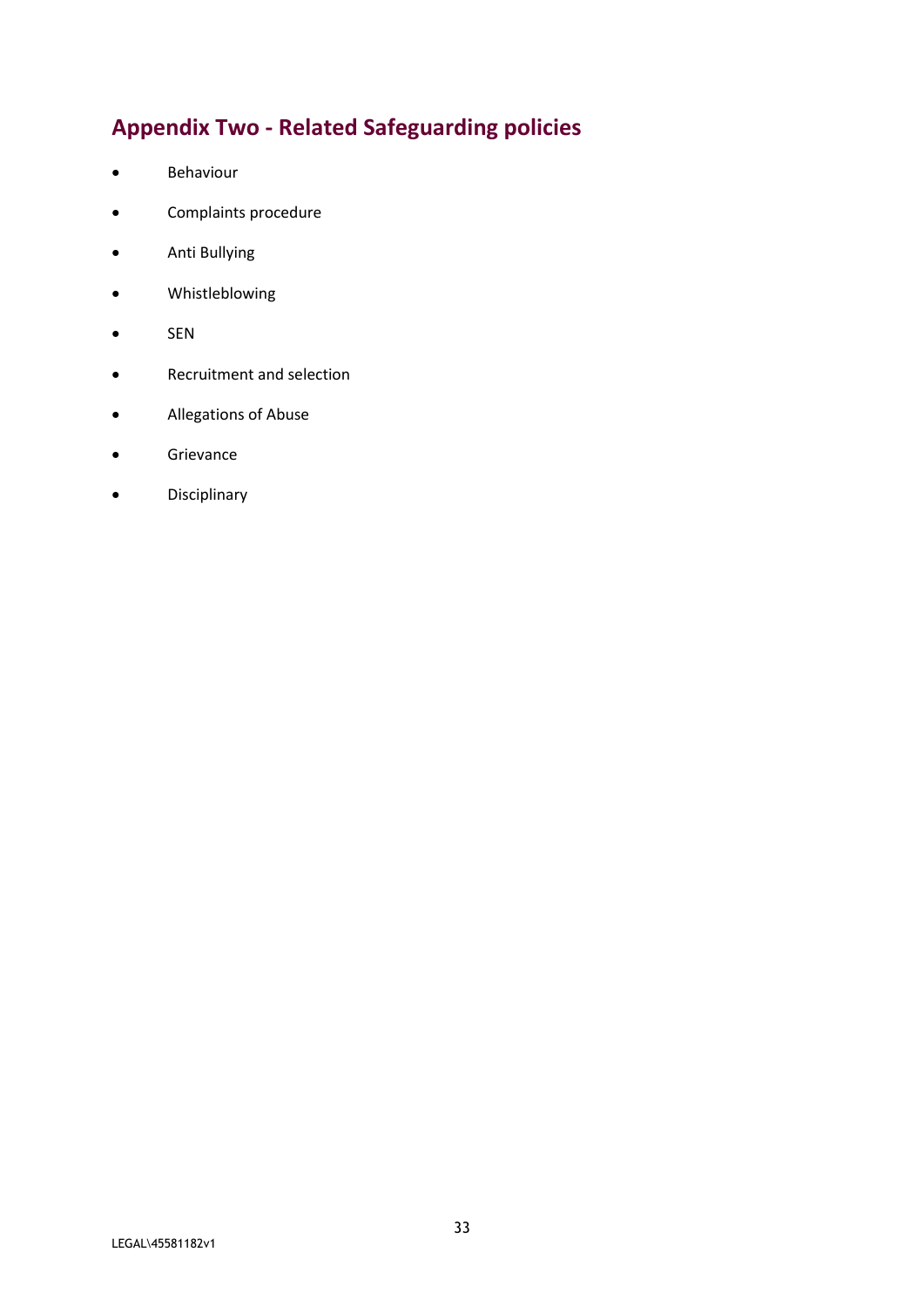## Appendix Two - Related Safeguarding policies

- Behaviour
- Complaints procedure
- Anti Bullying
- Whistleblowing
- SEN
- Recruitment and selection
- Allegations of Abuse
- Grievance
- Disciplinary